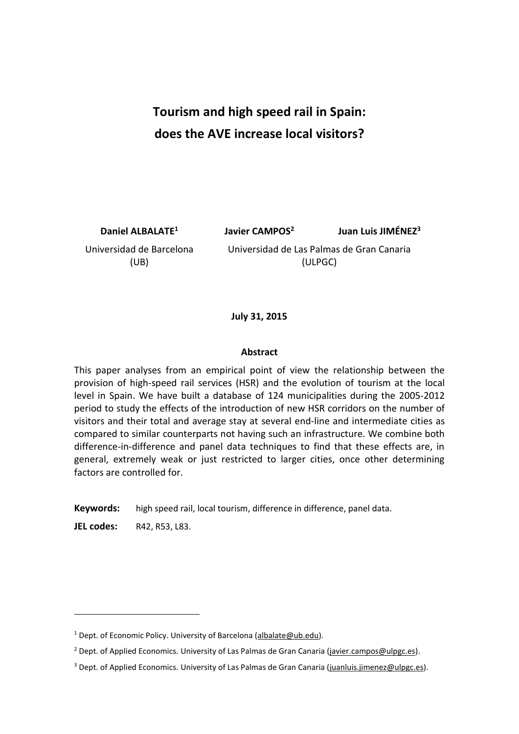# Tourism and high speed rail in Spain: does the AVE increase local visitors?

**Daniel ALBALATE[1]**
Universidad de Barcelona (UB)

**Javier CAMPOS[2]** **Juan Luis JIMÉNEZ[3]**
Universidad de Las Palmas de Gran Canaria (ULPGC)

**July 31, 2015**

## Abstract

This paper analyses from an empirical point of view the relationship between the provision of high-speed rail services (HSR) and the evolution of tourism at the local level in Spain. We have built a database of 124 municipalities during the 2005-2012 period to study the effects of the introduction of new HSR corridors on the number of visitors and their total and average stay at several end-line and intermediate cities as compared to similar counterparts not having such an infrastructure. We combine both difference-in-difference and panel data techniques to find that these effects are, in general, extremely weak or just restricted to larger cities, once other determining factors are controlled for.

**Keywords:** high speed rail, local tourism, difference in difference, panel data.

**JEL codes:** R42, R53, L83.

---

[1] Dept. of Economic Policy. University of Barcelona (albalate@ub.edu).

[2] Dept. of Applied Economics. University of Las Palmas de Gran Canaria (javier.campos@ulpgc.es).

[3] Dept. of Applied Economics. University of Las Palmas de Gran Canaria (juanluis.jimenez@ulpgc.es).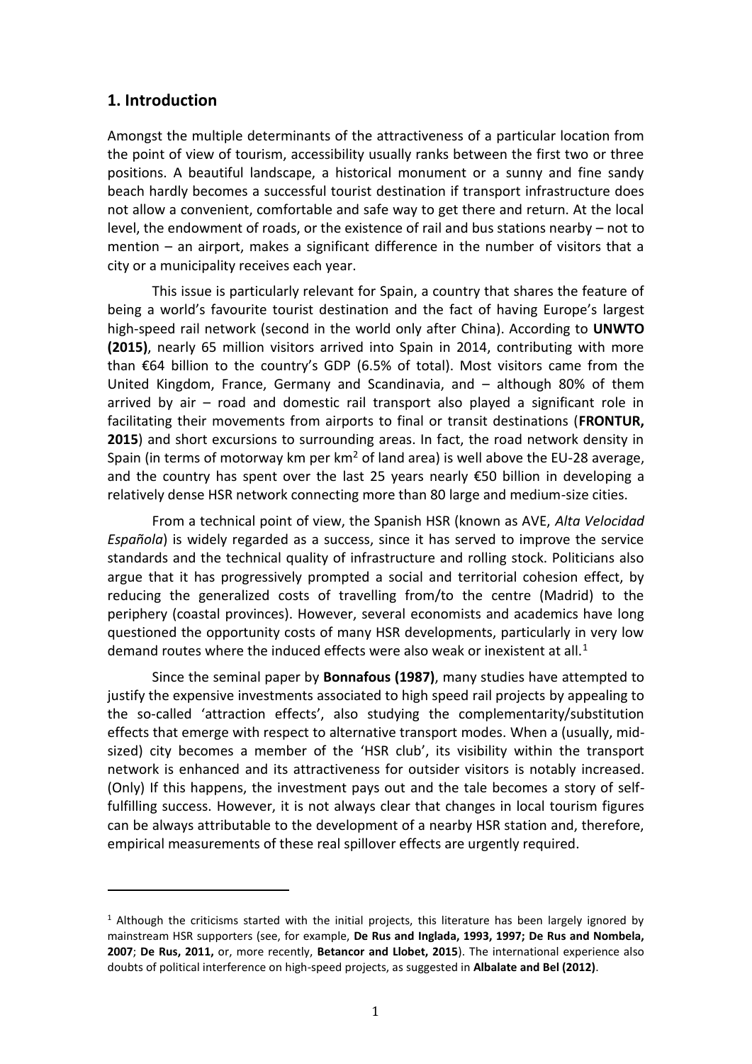## 1. Introduction

Amongst the multiple determinants of the attractiveness of a particular location from the point of view of tourism, accessibility usually ranks between the first two or three positions. A beautiful landscape, a historical monument or a sunny and fine sandy beach hardly becomes a successful tourist destination if transport infrastructure does not allow a convenient, comfortable and safe way to get there and return. At the local level, the endowment of roads, or the existence of rail and bus stations nearby – not to mention – an airport, makes a significant difference in the number of visitors that a city or a municipality receives each year.

This issue is particularly relevant for Spain, a country that shares the feature of being a world's favourite tourist destination and the fact of having Europe's largest high-speed rail network (second in the world only after China). According to **UNWTO (2015)**, nearly 65 million visitors arrived into Spain in 2014, contributing with more than €64 billion to the country's GDP (6.5% of total). Most visitors came from the United Kingdom, France, Germany and Scandinavia, and – although 80% of them arrived by air – road and domestic rail transport also played a significant role in facilitating their movements from airports to final or transit destinations (**FRONTUR, 2015**) and short excursions to surrounding areas. In fact, the road network density in Spain (in terms of motorway km per km$^2$ of land area) is well above the EU-28 average, and the country has spent over the last 25 years nearly €50 billion in developing a relatively dense HSR network connecting more than 80 large and medium-size cities.

From a technical point of view, the Spanish HSR (known as AVE, *Alta Velocidad Española*) is widely regarded as a success, since it has served to improve the service standards and the technical quality of infrastructure and rolling stock. Politicians also argue that it has progressively prompted a social and territorial cohesion effect, by reducing the generalized costs of travelling from/to the centre (Madrid) to the periphery (coastal provinces). However, several economists and academics have long questioned the opportunity costs of many HSR developments, particularly in very low demand routes where the induced effects were also weak or inexistent at all.[1]

Since the seminal paper by **Bonnafous (1987)**, many studies have attempted to justify the expensive investments associated to high speed rail projects by appealing to the so-called 'attraction effects', also studying the complementarity/substitution effects that emerge with respect to alternative transport modes. When a (usually, mid-sized) city becomes a member of the 'HSR club', its visibility within the transport network is enhanced and its attractiveness for outsider visitors is notably increased. (Only) If this happens, the investment pays out and the tale becomes a story of self-fulfilling success. However, it is not always clear that changes in local tourism figures can be always attributable to the development of a nearby HSR station and, therefore, empirical measurements of these real spillover effects are urgently required.

[1] Although the criticisms started with the initial projects, this literature has been largely ignored by mainstream HSR supporters (see, for example, **De Rus and Inglada, 1993, 1997; De Rus and Nombela, 2007**; **De Rus, 2011,** or, more recently, **Betancor and Llobet, 2015**). The international experience also doubts of political interference on high-speed projects, as suggested in **Albalate and Bel (2012)**.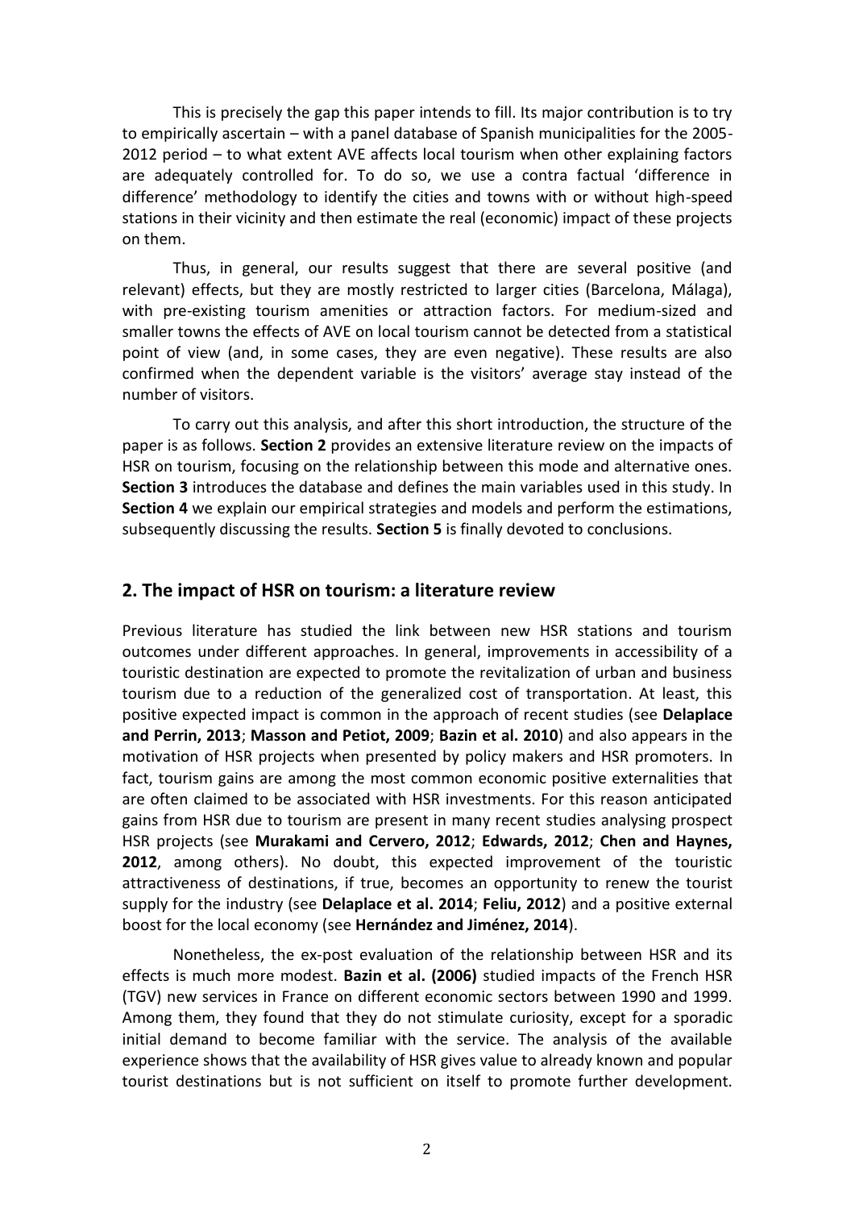This is precisely the gap this paper intends to fill. Its major contribution is to try to empirically ascertain – with a panel database of Spanish municipalities for the 2005-2012 period – to what extent AVE affects local tourism when other explaining factors are adequately controlled for. To do so, we use a contra factual 'difference in difference' methodology to identify the cities and towns with or without high-speed stations in their vicinity and then estimate the real (economic) impact of these projects on them.

Thus, in general, our results suggest that there are several positive (and relevant) effects, but they are mostly restricted to larger cities (Barcelona, Málaga), with pre-existing tourism amenities or attraction factors. For medium-sized and smaller towns the effects of AVE on local tourism cannot be detected from a statistical point of view (and, in some cases, they are even negative). These results are also confirmed when the dependent variable is the visitors' average stay instead of the number of visitors.

To carry out this analysis, and after this short introduction, the structure of the paper is as follows. **Section 2** provides an extensive literature review on the impacts of HSR on tourism, focusing on the relationship between this mode and alternative ones. **Section 3** introduces the database and defines the main variables used in this study. In **Section 4** we explain our empirical strategies and models and perform the estimations, subsequently discussing the results. **Section 5** is finally devoted to conclusions.

## 2. The impact of HSR on tourism: a literature review

Previous literature has studied the link between new HSR stations and tourism outcomes under different approaches. In general, improvements in accessibility of a touristic destination are expected to promote the revitalization of urban and business tourism due to a reduction of the generalized cost of transportation. At least, this positive expected impact is common in the approach of recent studies (see **Delaplace and Perrin, 2013**; **Masson and Petiot, 2009**; **Bazin et al. 2010**) and also appears in the motivation of HSR projects when presented by policy makers and HSR promoters. In fact, tourism gains are among the most common economic positive externalities that are often claimed to be associated with HSR investments. For this reason anticipated gains from HSR due to tourism are present in many recent studies analysing prospect HSR projects (see **Murakami and Cervero, 2012**; **Edwards, 2012**; **Chen and Haynes, 2012**, among others). No doubt, this expected improvement of the touristic attractiveness of destinations, if true, becomes an opportunity to renew the tourist supply for the industry (see **Delaplace et al. 2014**; **Feliu, 2012**) and a positive external boost for the local economy (see **Hernández and Jiménez, 2014**).

Nonetheless, the ex-post evaluation of the relationship between HSR and its effects is much more modest. **Bazin et al. (2006)** studied impacts of the French HSR (TGV) new services in France on different economic sectors between 1990 and 1999. Among them, they found that they do not stimulate curiosity, except for a sporadic initial demand to become familiar with the service. The analysis of the available experience shows that the availability of HSR gives value to already known and popular tourist destinations but is not sufficient on itself to promote further development.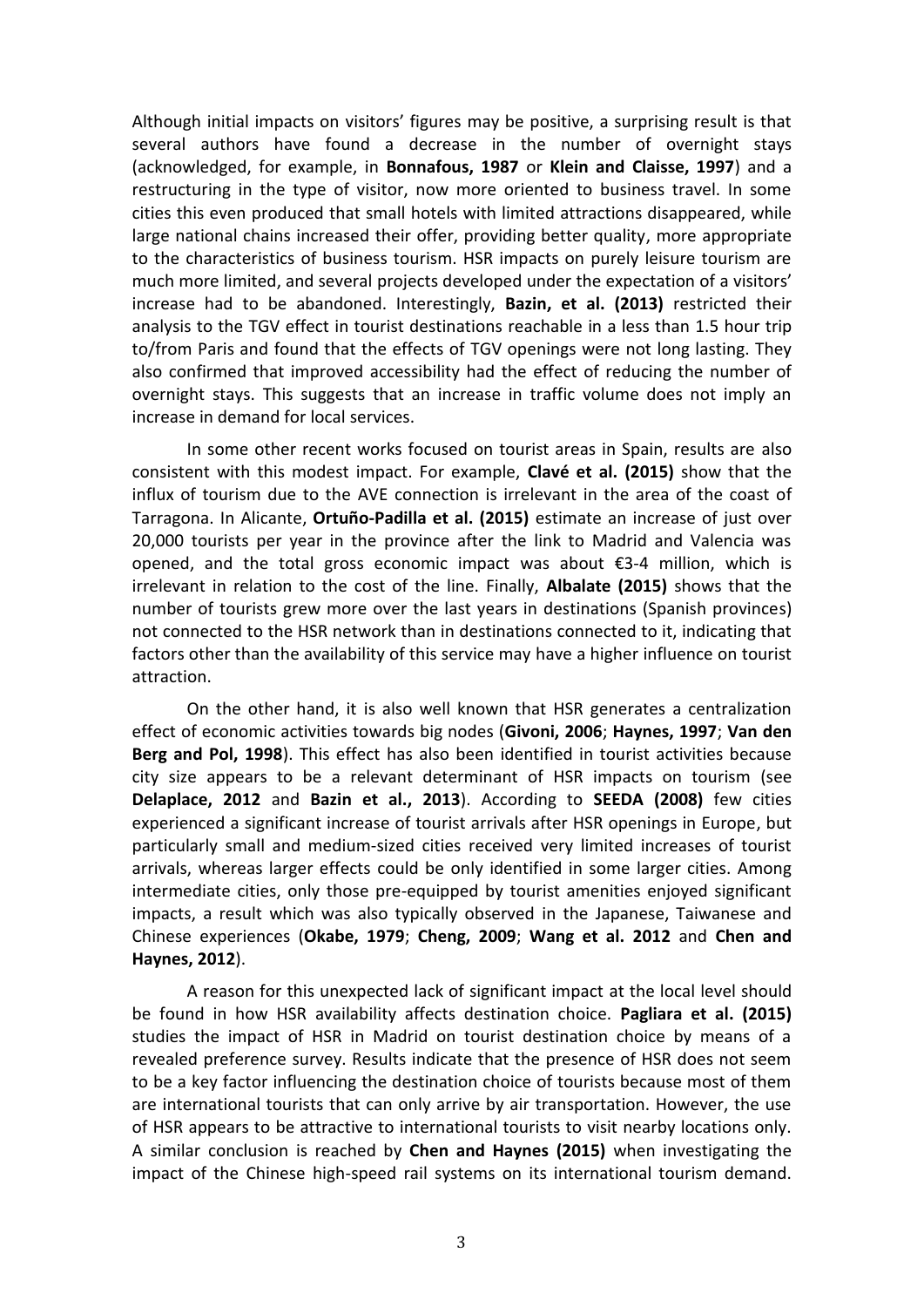Although initial impacts on visitors' figures may be positive, a surprising result is that several authors have found a decrease in the number of overnight stays (acknowledged, for example, in **Bonnafous, 1987** or **Klein and Claisse, 1997**) and a restructuring in the type of visitor, now more oriented to business travel. In some cities this even produced that small hotels with limited attractions disappeared, while large national chains increased their offer, providing better quality, more appropriate to the characteristics of business tourism. HSR impacts on purely leisure tourism are much more limited, and several projects developed under the expectation of a visitors' increase had to be abandoned. Interestingly, **Bazin, et al. (2013)** restricted their analysis to the TGV effect in tourist destinations reachable in a less than 1.5 hour trip to/from Paris and found that the effects of TGV openings were not long lasting. They also confirmed that improved accessibility had the effect of reducing the number of overnight stays. This suggests that an increase in traffic volume does not imply an increase in demand for local services.

In some other recent works focused on tourist areas in Spain, results are also consistent with this modest impact. For example, **Clavé et al. (2015)** show that the influx of tourism due to the AVE connection is irrelevant in the area of the coast of Tarragona. In Alicante, **Ortuño-Padilla et al. (2015)** estimate an increase of just over 20,000 tourists per year in the province after the link to Madrid and Valencia was opened, and the total gross economic impact was about €3-4 million, which is irrelevant in relation to the cost of the line. Finally, **Albalate (2015)** shows that the number of tourists grew more over the last years in destinations (Spanish provinces) not connected to the HSR network than in destinations connected to it, indicating that factors other than the availability of this service may have a higher influence on tourist attraction.

On the other hand, it is also well known that HSR generates a centralization effect of economic activities towards big nodes (**Givoni, 2006**; **Haynes, 1997**; **Van den Berg and Pol, 1998**). This effect has also been identified in tourist activities because city size appears to be a relevant determinant of HSR impacts on tourism (see **Delaplace, 2012** and **Bazin et al., 2013**). According to **SEEDA (2008)** few cities experienced a significant increase of tourist arrivals after HSR openings in Europe, but particularly small and medium-sized cities received very limited increases of tourist arrivals, whereas larger effects could be only identified in some larger cities. Among intermediate cities, only those pre-equipped by tourist amenities enjoyed significant impacts, a result which was also typically observed in the Japanese, Taiwanese and Chinese experiences (**Okabe, 1979**; **Cheng, 2009**; **Wang et al. 2012** and **Chen and Haynes, 2012**).

A reason for this unexpected lack of significant impact at the local level should be found in how HSR availability affects destination choice. **Pagliara et al. (2015)** studies the impact of HSR in Madrid on tourist destination choice by means of a revealed preference survey. Results indicate that the presence of HSR does not seem to be a key factor influencing the destination choice of tourists because most of them are international tourists that can only arrive by air transportation. However, the use of HSR appears to be attractive to international tourists to visit nearby locations only. A similar conclusion is reached by **Chen and Haynes (2015)** when investigating the impact of the Chinese high-speed rail systems on its international tourism demand.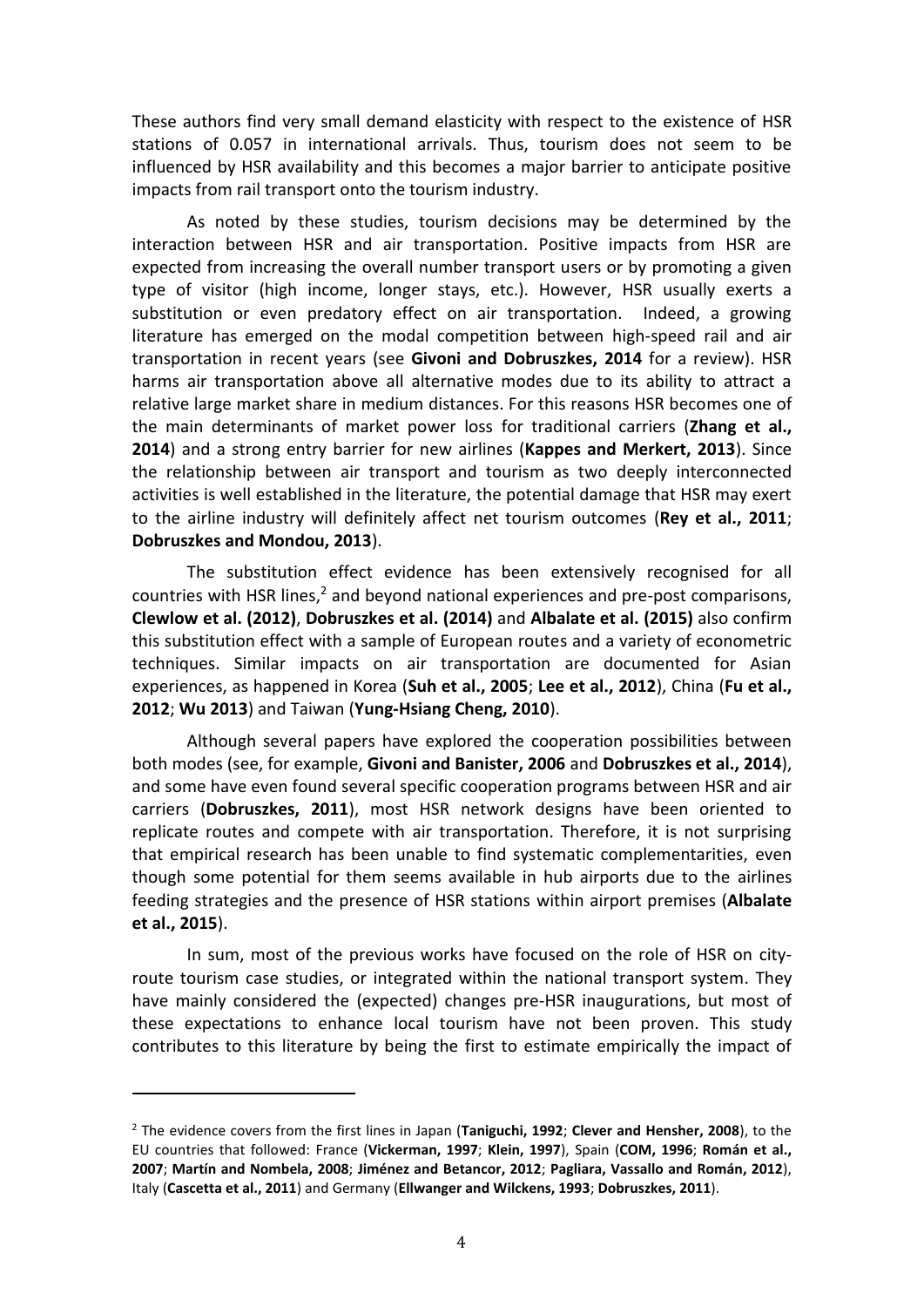These authors find very small demand elasticity with respect to the existence of HSR stations of 0.057 in international arrivals. Thus, tourism does not seem to be influenced by HSR availability and this becomes a major barrier to anticipate positive impacts from rail transport onto the tourism industry.

As noted by these studies, tourism decisions may be determined by the interaction between HSR and air transportation. Positive impacts from HSR are expected from increasing the overall number transport users or by promoting a given type of visitor (high income, longer stays, etc.). However, HSR usually exerts a substitution or even predatory effect on air transportation. Indeed, a growing literature has emerged on the modal competition between high-speed rail and air transportation in recent years (see **Givoni and Dobruszkes, 2014** for a review). HSR harms air transportation above all alternative modes due to its ability to attract a relative large market share in medium distances. For this reasons HSR becomes one of the main determinants of market power loss for traditional carriers (**Zhang et al., 2014**) and a strong entry barrier for new airlines (**Kappes and Merkert, 2013**). Since the relationship between air transport and tourism as two deeply interconnected activities is well established in the literature, the potential damage that HSR may exert to the airline industry will definitely affect net tourism outcomes (**Rey et al., 2011**; **Dobruszkes and Mondou, 2013**).

The substitution effect evidence has been extensively recognised for all countries with HSR lines,[2] and beyond national experiences and pre-post comparisons, **Clewlow et al. (2012)**, **Dobruszkes et al. (2014)** and **Albalate et al. (2015)** also confirm this substitution effect with a sample of European routes and a variety of econometric techniques. Similar impacts on air transportation are documented for Asian experiences, as happened in Korea (**Suh et al., 2005**; **Lee et al., 2012**), China (**Fu et al., 2012**; **Wu 2013**) and Taiwan (**Yung-Hsiang Cheng, 2010**).

Although several papers have explored the cooperation possibilities between both modes (see, for example, **Givoni and Banister, 2006** and **Dobruszkes et al., 2014**), and some have even found several specific cooperation programs between HSR and air carriers (**Dobruszkes, 2011**), most HSR network designs have been oriented to replicate routes and compete with air transportation. Therefore, it is not surprising that empirical research has been unable to find systematic complementarities, even though some potential for them seems available in hub airports due to the airlines feeding strategies and the presence of HSR stations within airport premises (**Albalate et al., 2015**).

In sum, most of the previous works have focused on the role of HSR on city-route tourism case studies, or integrated within the national transport system. They have mainly considered the (expected) changes pre-HSR inaugurations, but most of these expectations to enhance local tourism have not been proven. This study contributes to this literature by being the first to estimate empirically the impact of

---

[2] The evidence covers from the first lines in Japan (**Taniguchi, 1992**; **Clever and Hensher, 2008**), to the EU countries that followed: France (**Vickerman, 1997**; **Klein, 1997**), Spain (**COM, 1996**; **Román et al., 2007**; **Martín and Nombela, 2008**; **Jiménez and Betancor, 2012**; **Pagliara, Vassallo and Román, 2012**), Italy (**Cascetta et al., 2011**) and Germany (**Ellwanger and Wilckens, 1993**; **Dobruszkes, 2011**).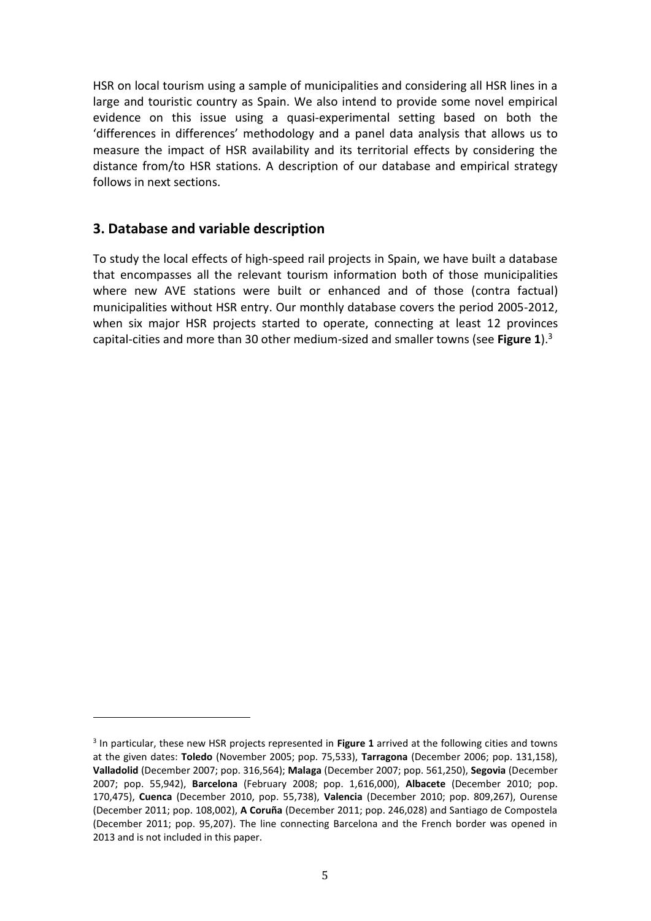HSR on local tourism using a sample of municipalities and considering all HSR lines in a large and touristic country as Spain. We also intend to provide some novel empirical evidence on this issue using a quasi-experimental setting based on both the 'differences in differences' methodology and a panel data analysis that allows us to measure the impact of HSR availability and its territorial effects by considering the distance from/to HSR stations. A description of our database and empirical strategy follows in next sections.

## 3. Database and variable description

To study the local effects of high-speed rail projects in Spain, we have built a database that encompasses all the relevant tourism information both of those municipalities where new AVE stations were built or enhanced and of those (contra factual) municipalities without HSR entry. Our monthly database covers the period 2005-2012, when six major HSR projects started to operate, connecting at least 12 provinces capital-cities and more than 30 other medium-sized and smaller towns (see **Figure 1**).[3]

[3] In particular, these new HSR projects represented in **Figure 1** arrived at the following cities and towns at the given dates: **Toledo** (November 2005; pop. 75,533), **Tarragona** (December 2006; pop. 131,158), **Valladolid** (December 2007; pop. 316,564); **Malaga** (December 2007; pop. 561,250), **Segovia** (December 2007; pop. 55,942), **Barcelona** (February 2008; pop. 1,616,000), **Albacete** (December 2010; pop. 170,475), **Cuenca** (December 2010, pop. 55,738), **Valencia** (December 2010; pop. 809,267), Ourense (December 2011; pop. 108,002), **A Coruña** (December 2011; pop. 246,028) and Santiago de Compostela (December 2011; pop. 95,207). The line connecting Barcelona and the French border was opened in 2013 and is not included in this paper.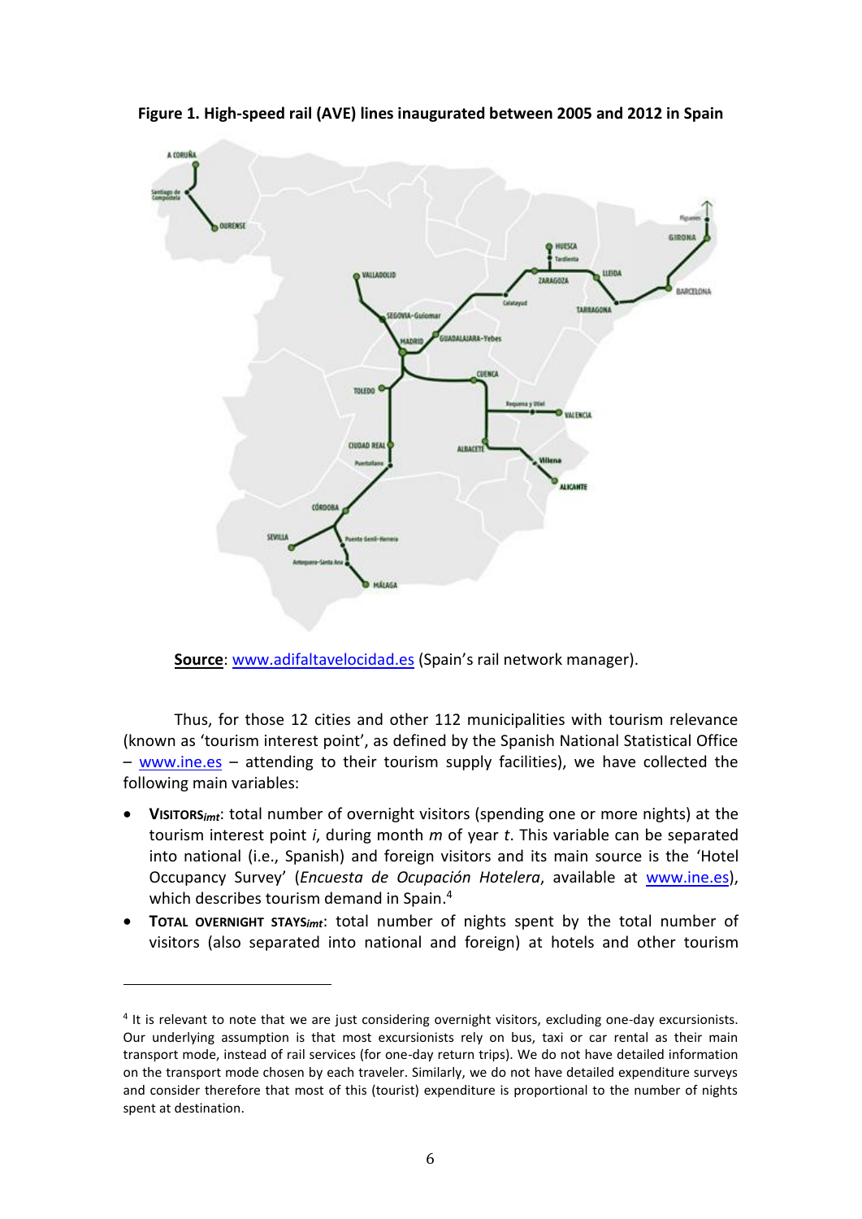**Figure 1. High-speed rail (AVE) lines inaugurated between 2005 and 2012 in Spain**

**Source**: www.adifaltavelocidad.es (Spain's rail network manager).

Thus, for those 12 cities and other 112 municipalities with tourism relevance (known as 'tourism interest point', as defined by the Spanish National Statistical Office – www.ine.es – attending to their tourism supply facilities), we have collected the following main variables:

- **VISITORS**$_{imt}$: total number of overnight visitors (spending one or more nights) at the tourism interest point $i$, during month $m$ of year $t$. This variable can be separated into national (i.e., Spanish) and foreign visitors and its main source is the 'Hotel Occupancy Survey' (*Encuesta de Ocupación Hotelera*, available at www.ine.es), which describes tourism demand in Spain.[4]
- **TOTAL OVERNIGHT STAYS**$_{imt}$: total number of nights spent by the total number of visitors (also separated into national and foreign) at hotels and other tourism

[4] It is relevant to note that we are just considering overnight visitors, excluding one-day excursionists. Our underlying assumption is that most excursionists rely on bus, taxi or car rental as their main transport mode, instead of rail services (for one-day return trips). We do not have detailed information on the transport mode chosen by each traveler. Similarly, we do not have detailed expenditure surveys and consider therefore that most of this (tourist) expenditure is proportional to the number of nights spent at destination.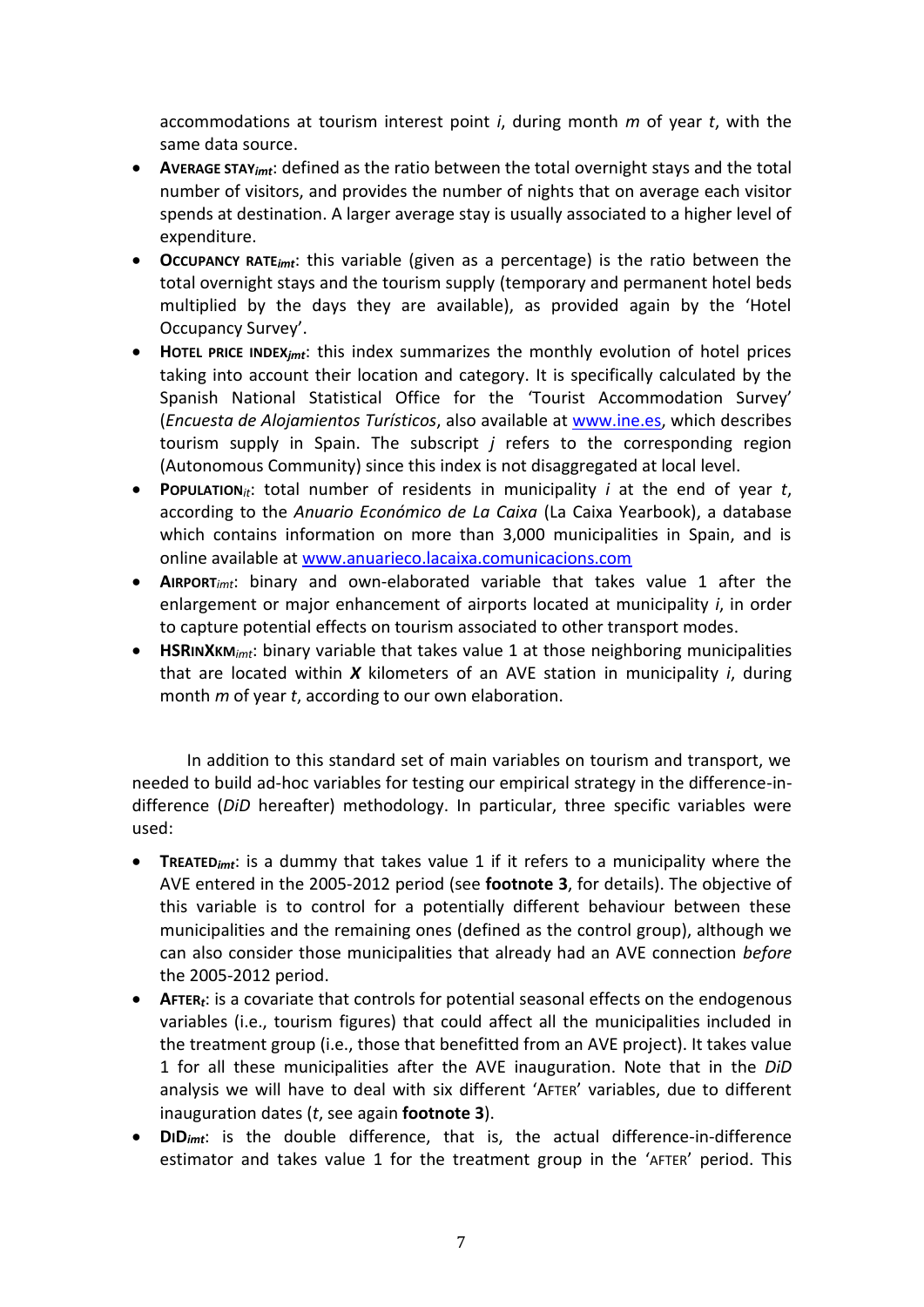accommodations at tourism interest point *i*, during month *m* of year *t*, with the same data source.

- **AVERAGE STAY**$_{imt}$: defined as the ratio between the total overnight stays and the total number of visitors, and provides the number of nights that on average each visitor spends at destination. A larger average stay is usually associated to a higher level of expenditure.
- **OCCUPANCY RATE**$_{imt}$: this variable (given as a percentage) is the ratio between the total overnight stays and the tourism supply (temporary and permanent hotel beds multiplied by the days they are available), as provided again by the 'Hotel Occupancy Survey'.
- **HOTEL PRICE INDEX**$_{jmt}$: this index summarizes the monthly evolution of hotel prices taking into account their location and category. It is specifically calculated by the Spanish National Statistical Office for the 'Tourist Accommodation Survey' (*Encuesta de Alojamientos Turísticos*, also available at www.ine.es, which describes tourism supply in Spain. The subscript *j* refers to the corresponding region (Autonomous Community) since this index is not disaggregated at local level.
- **POPULATION**$_{it}$: total number of residents in municipality *i* at the end of year *t*, according to the *Anuario Económico de La Caixa* (La Caixa Yearbook), a database which contains information on more than 3,000 municipalities in Spain, and is online available at www.anuarieco.lacaixa.comunicacions.com
- **AIRPORT**$_{imt}$: binary and own-elaborated variable that takes value 1 after the enlargement or major enhancement of airports located at municipality *i*, in order to capture potential effects on tourism associated to other transport modes.
- **HSRINXKM**$_{imt}$: binary variable that takes value 1 at those neighboring municipalities that are located within ***X*** kilometers of an AVE station in municipality *i*, during month *m* of year *t*, according to our own elaboration.

In addition to this standard set of main variables on tourism and transport, we needed to build ad-hoc variables for testing our empirical strategy in the difference-in-difference (*DiD* hereafter) methodology. In particular, three specific variables were used:

- **TREATED**$_{imt}$: is a dummy that takes value 1 if it refers to a municipality where the AVE entered in the 2005-2012 period (see **footnote 3**, for details). The objective of this variable is to control for a potentially different behaviour between these municipalities and the remaining ones (defined as the control group), although we can also consider those municipalities that already had an AVE connection *before* the 2005-2012 period.
- **AFTER**$_{t}$: is a covariate that controls for potential seasonal effects on the endogenous variables (i.e., tourism figures) that could affect all the municipalities included in the treatment group (i.e., those that benefitted from an AVE project). It takes value 1 for all these municipalities after the AVE inauguration. Note that in the *DiD* analysis we will have to deal with six different 'AFTER' variables, due to different inauguration dates (*t*, see again **footnote 3**).
- **DID**$_{imt}$: is the double difference, that is, the actual difference-in-difference estimator and takes value 1 for the treatment group in the 'AFTER' period. This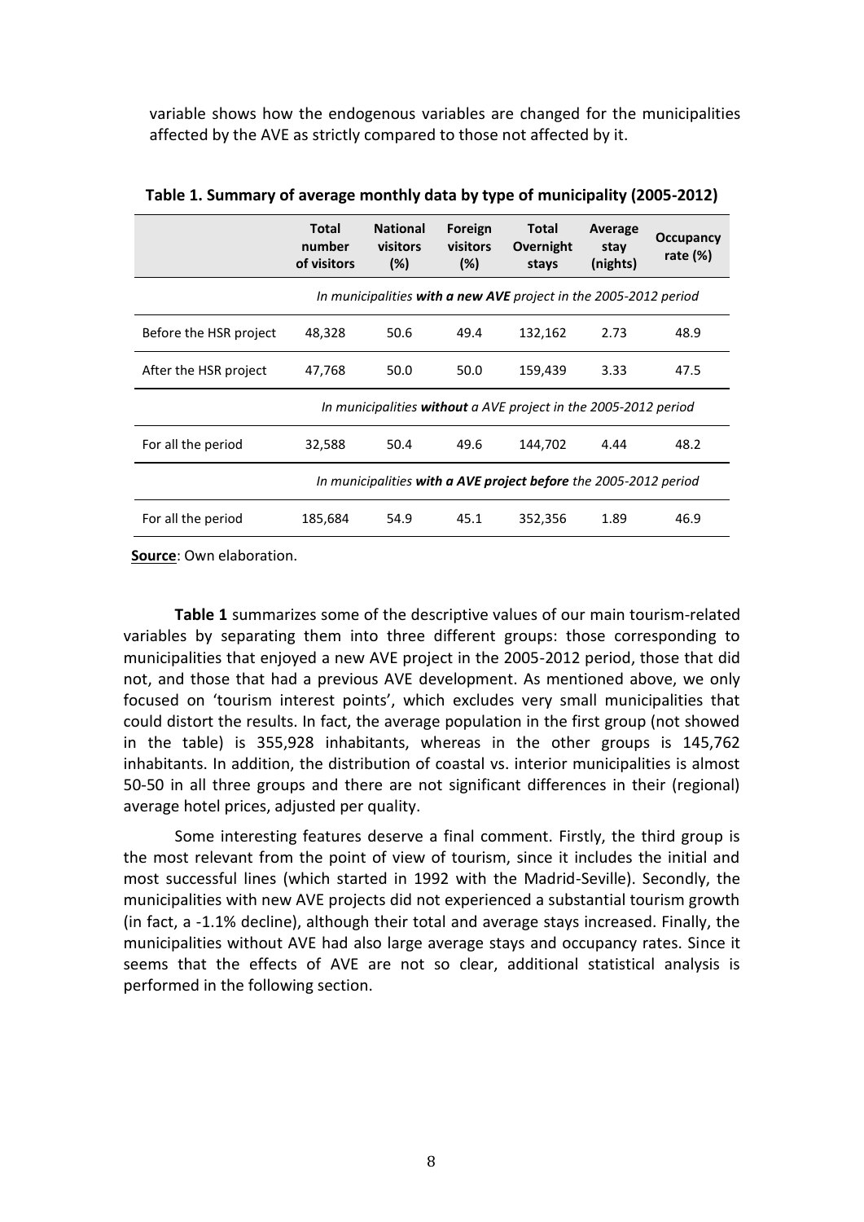variable shows how the endogenous variables are changed for the municipalities affected by the AVE as strictly compared to those not affected by it.

**Table 1. Summary of average monthly data by type of municipality (2005-2012)**

| | Total number of visitors | National visitors (%) | Foreign visitors (%) | Total Overnight stays | Average stay (nights) | Occupancy rate (%) |
|---|---|---|---|---|---|---|
| | *In municipalities **with a new AVE** project in the 2005-2012 period* | | | | | |
| Before the HSR project | 48,328 | 50.6 | 49.4 | 132,162 | 2.73 | 48.9 |
| After the HSR project | 47,768 | 50.0 | 50.0 | 159,439 | 3.33 | 47.5 |
| | *In municipalities **without** a AVE project in the 2005-2012 period* | | | | | |
| For all the period | 32,588 | 50.4 | 49.6 | 144,702 | 4.44 | 48.2 |
| | *In municipalities **with a AVE project before** the 2005-2012 period* | | | | | |
| For all the period | 185,684 | 54.9 | 45.1 | 352,356 | 1.89 | 46.9 |

**Source**: Own elaboration.

**Table 1** summarizes some of the descriptive values of our main tourism-related variables by separating them into three different groups: those corresponding to municipalities that enjoyed a new AVE project in the 2005-2012 period, those that did not, and those that had a previous AVE development. As mentioned above, we only focused on 'tourism interest points', which excludes very small municipalities that could distort the results. In fact, the average population in the first group (not showed in the table) is 355,928 inhabitants, whereas in the other groups is 145,762 inhabitants. In addition, the distribution of coastal vs. interior municipalities is almost 50-50 in all three groups and there are not significant differences in their (regional) average hotel prices, adjusted per quality.

Some interesting features deserve a final comment. Firstly, the third group is the most relevant from the point of view of tourism, since it includes the initial and most successful lines (which started in 1992 with the Madrid-Seville). Secondly, the municipalities with new AVE projects did not experienced a substantial tourism growth (in fact, a -1.1% decline), although their total and average stays increased. Finally, the municipalities without AVE had also large average stays and occupancy rates. Since it seems that the effects of AVE are not so clear, additional statistical analysis is performed in the following section.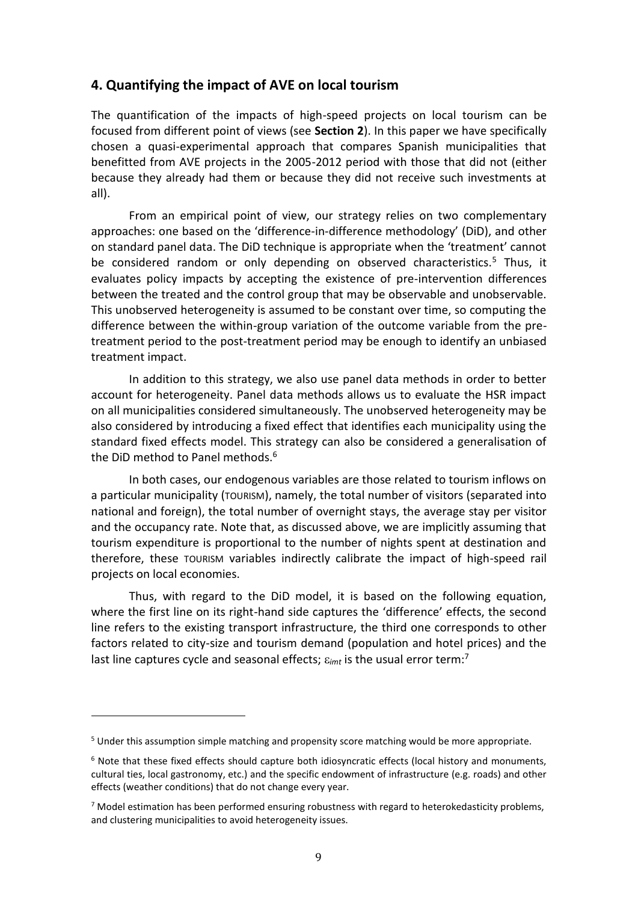## 4. Quantifying the impact of AVE on local tourism

The quantification of the impacts of high-speed projects on local tourism can be focused from different point of views (see **Section 2**). In this paper we have specifically chosen a quasi-experimental approach that compares Spanish municipalities that benefitted from AVE projects in the 2005-2012 period with those that did not (either because they already had them or because they did not receive such investments at all).

From an empirical point of view, our strategy relies on two complementary approaches: one based on the 'difference-in-difference methodology' (DiD), and other on standard panel data. The DiD technique is appropriate when the 'treatment' cannot be considered random or only depending on observed characteristics.[5] Thus, it evaluates policy impacts by accepting the existence of pre-intervention differences between the treated and the control group that may be observable and unobservable. This unobserved heterogeneity is assumed to be constant over time, so computing the difference between the within-group variation of the outcome variable from the pre-treatment period to the post-treatment period may be enough to identify an unbiased treatment impact.

In addition to this strategy, we also use panel data methods in order to better account for heterogeneity. Panel data methods allows us to evaluate the HSR impact on all municipalities considered simultaneously. The unobserved heterogeneity may be also considered by introducing a fixed effect that identifies each municipality using the standard fixed effects model. This strategy can also be considered a generalisation of the DiD method to Panel methods.[6]

In both cases, our endogenous variables are those related to tourism inflows on a particular municipality (TOURISM), namely, the total number of visitors (separated into national and foreign), the total number of overnight stays, the average stay per visitor and the occupancy rate. Note that, as discussed above, we are implicitly assuming that tourism expenditure is proportional to the number of nights spent at destination and therefore, these TOURISM variables indirectly calibrate the impact of high-speed rail projects on local economies.

Thus, with regard to the DiD model, it is based on the following equation, where the first line on its right-hand side captures the 'difference' effects, the second line refers to the existing transport infrastructure, the third one corresponds to other factors related to city-size and tourism demand (population and hotel prices) and the last line captures cycle and seasonal effects; $\varepsilon_{imt}$ is the usual error term:[7]

---

[5] Under this assumption simple matching and propensity score matching would be more appropriate.

[6] Note that these fixed effects should capture both idiosyncratic effects (local history and monuments, cultural ties, local gastronomy, etc.) and the specific endowment of infrastructure (e.g. roads) and other effects (weather conditions) that do not change every year.

[7] Model estimation has been performed ensuring robustness with regard to heterokedasticity problems, and clustering municipalities to avoid heterogeneity issues.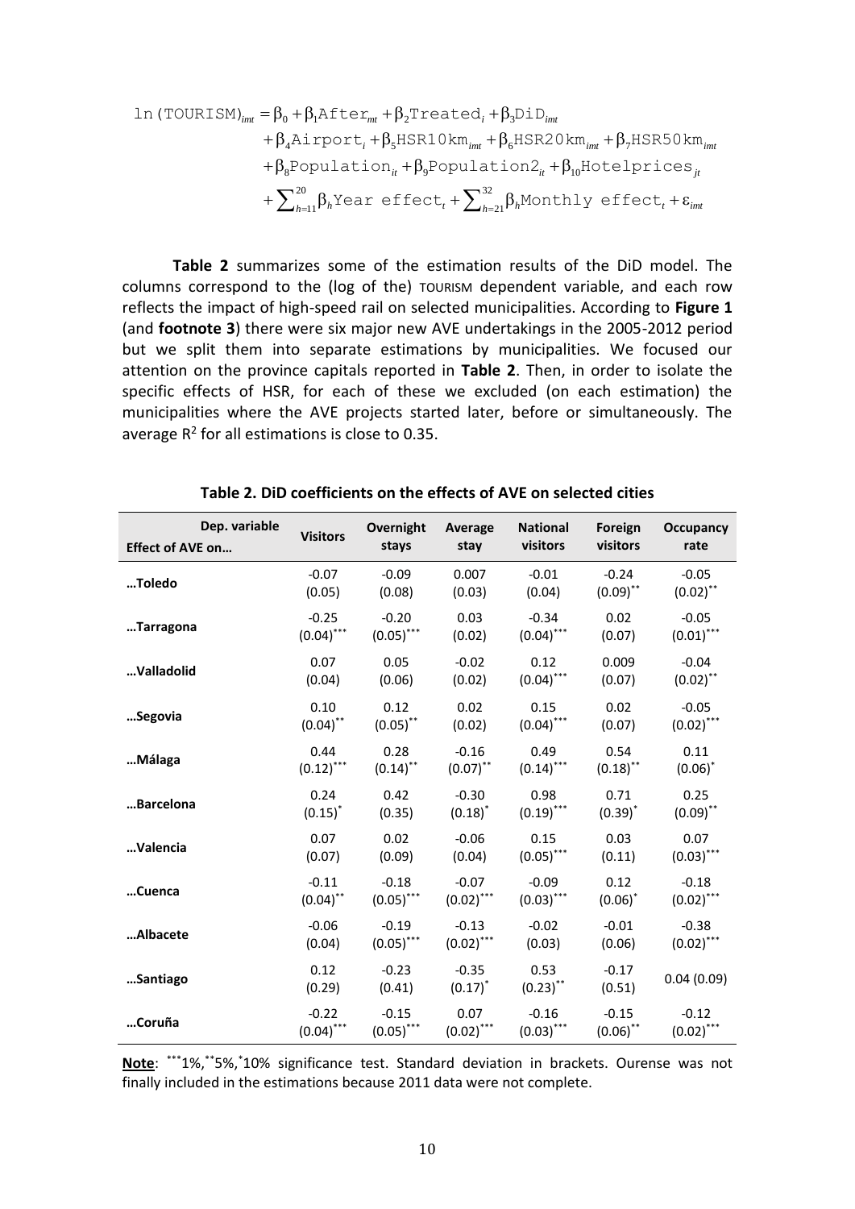$$
\begin{aligned}
\ln(\text{TOURISM})_{imt} = & \beta_0 + \beta_1 \text{After}_{mt} + \beta_2 \text{Treated}_i + \beta_3 \text{DiD}_{imt} \\
& + \beta_4 \text{Airport}_i + \beta_5 \text{HSR10km}_{imt} + \beta_6 \text{HSR20km}_{imt} + \beta_7 \text{HSR50km}_{imt} \\
& + \beta_8 \text{Population}_{it} + \beta_9 \text{Population2}_{it} + \beta_{10} \text{Hotelprices}_{jt} \\
& + \sum_{h=11}^{20} \beta_h \text{Year effect}_t + \sum_{h=21}^{32} \beta_h \text{Monthly effect}_t + \varepsilon_{imt}
\end{aligned}
$$

**Table 2** summarizes some of the estimation results of the DiD model. The columns correspond to the (log of the) TOURISM dependent variable, and each row reflects the impact of high-speed rail on selected municipalities. According to **Figure 1** (and **footnote 3**) there were six major new AVE undertakings in the 2005-2012 period but we split them into separate estimations by municipalities. We focused our attention on the province capitals reported in **Table 2**. Then, in order to isolate the specific effects of HSR, for each of these we excluded (on each estimation) the municipalities where the AVE projects started later, before or simultaneously. The average $R^2$ for all estimations is close to 0.35.

**Table 2. DiD coefficients on the effects of AVE on selected cities**

| Dep. variable / Effect of AVE on… | Visitors | Overnight stays | Average stay | National visitors | Foreign visitors | Occupancy rate |
|---|---|---|---|---|---|---|
| …Toledo | -0.07 (0.05) | -0.09 (0.08) | 0.007 (0.03) | -0.01 (0.04) | -0.24 (0.09)** | -0.05 (0.02)** |
| …Tarragona | -0.25 (0.04)*** | -0.20 (0.05)*** | 0.03 (0.02) | -0.34 (0.04)*** | 0.02 (0.07) | -0.05 (0.01)*** |
| …Valladolid | 0.07 (0.04) | 0.05 (0.06) | -0.02 (0.02) | 0.12 (0.04)*** | 0.009 (0.07) | -0.04 (0.02)** |
| …Segovia | 0.10 (0.04)** | 0.12 (0.05)** | 0.02 (0.02) | 0.15 (0.04)*** | 0.02 (0.07) | -0.05 (0.02)*** |
| …Málaga | 0.44 (0.12)*** | 0.28 (0.14)** | -0.16 (0.07)** | 0.49 (0.14)*** | 0.54 (0.18)** | 0.11 (0.06)* |
| …Barcelona | 0.24 (0.15)* | 0.42 (0.35) | -0.30 (0.18)* | 0.98 (0.19)*** | 0.71 (0.39)* | 0.25 (0.09)** |
| …Valencia | 0.07 (0.07) | 0.02 (0.09) | -0.06 (0.04) | 0.15 (0.05)*** | 0.03 (0.11) | 0.07 (0.03)*** |
| …Cuenca | -0.11 (0.04)** | -0.18 (0.05)*** | -0.07 (0.02)*** | -0.09 (0.03)*** | 0.12 (0.06)* | -0.18 (0.02)*** |
| …Albacete | -0.06 (0.04) | -0.19 (0.05)*** | -0.13 (0.02)*** | -0.02 (0.03) | -0.01 (0.06) | -0.38 (0.02)*** |
| …Santiago | 0.12 (0.29) | -0.23 (0.41) | -0.35 (0.17)* | 0.53 (0.23)** | -0.17 (0.51) | 0.04 (0.09) |
| …Coruña | -0.22 (0.04)*** | -0.15 (0.05)*** | 0.07 (0.02)*** | -0.16 (0.03)*** | -0.15 (0.06)** | -0.12 (0.02)*** |

**Note**: ***1%, **5%, *10% significance test. Standard deviation in brackets. Ourense was not finally included in the estimations because 2011 data were not complete.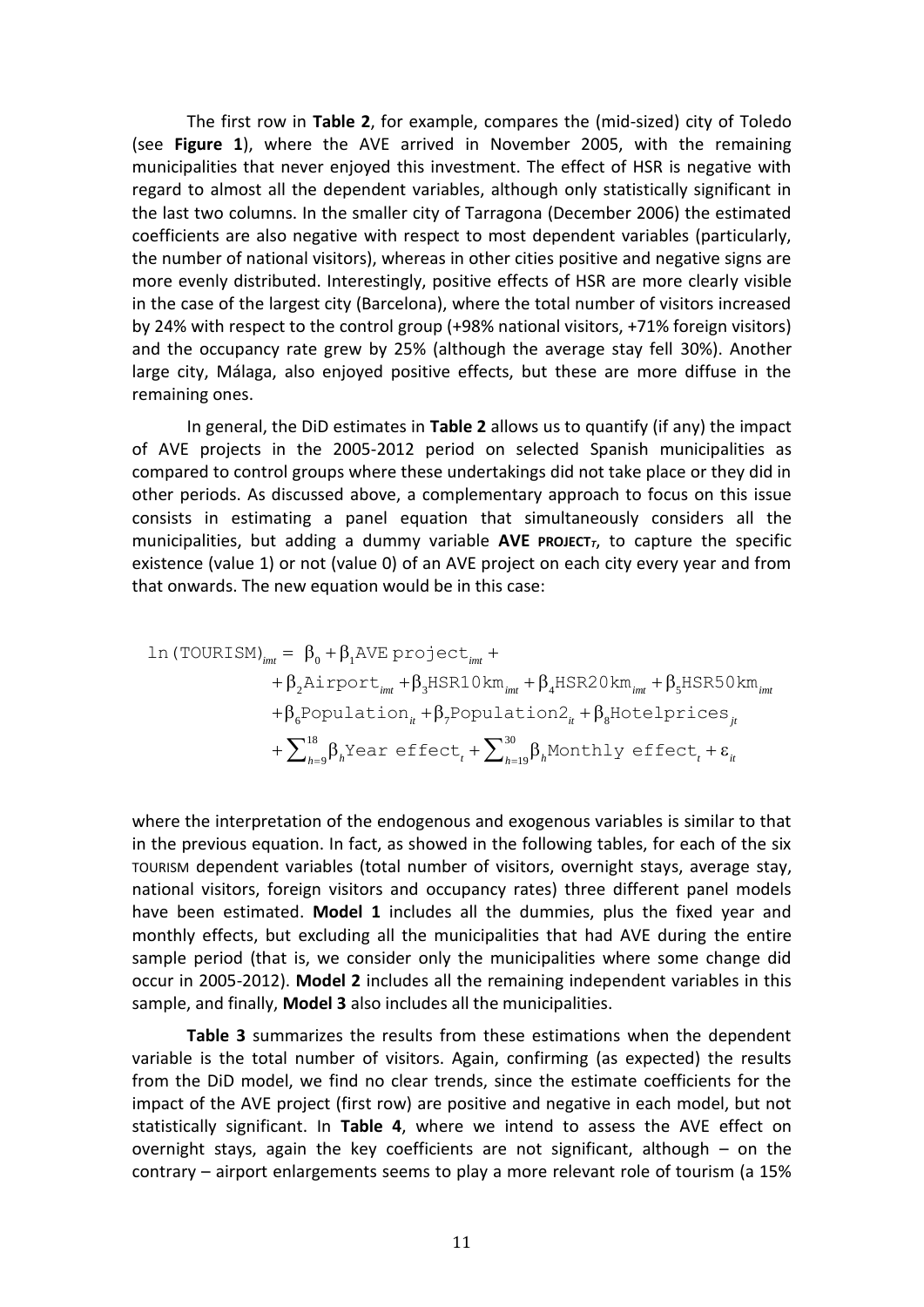The first row in **Table 2**, for example, compares the (mid-sized) city of Toledo (see **Figure 1**), where the AVE arrived in November 2005, with the remaining municipalities that never enjoyed this investment. The effect of HSR is negative with regard to almost all the dependent variables, although only statistically significant in the last two columns. In the smaller city of Tarragona (December 2006) the estimated coefficients are also negative with respect to most dependent variables (particularly, the number of national visitors), whereas in other cities positive and negative signs are more evenly distributed. Interestingly, positive effects of HSR are more clearly visible in the case of the largest city (Barcelona), where the total number of visitors increased by 24% with respect to the control group (+98% national visitors, +71% foreign visitors) and the occupancy rate grew by 25% (although the average stay fell 30%). Another large city, Málaga, also enjoyed positive effects, but these are more diffuse in the remaining ones.

In general, the DiD estimates in **Table 2** allows us to quantify (if any) the impact of AVE projects in the 2005-2012 period on selected Spanish municipalities as compared to control groups where these undertakings did not take place or they did in other periods. As discussed above, a complementary approach to focus on this issue consists in estimating a panel equation that simultaneously considers all the municipalities, but adding a dummy variable **AVE PROJECT**$_T$, to capture the specific existence (value 1) or not (value 0) of an AVE project on each city every year and from that onwards. The new equation would be in this case:

$$
\begin{aligned}
\ln(\text{TOURISM})_{imt} = {} & \beta_0 + \beta_1 \text{AVE project}_{imt} + \\
& + \beta_2 \text{Airport}_{imt} + \beta_3 \text{HSR10km}_{imt} + \beta_4 \text{HSR20km}_{imt} + \beta_5 \text{HSR50km}_{imt} \\
& + \beta_6 \text{Population}_{it} + \beta_7 \text{Population2}_{it} + \beta_8 \text{Hotelprices}_{jt} \\
& + \sum_{h=9}^{18} \beta_h \text{Year effect}_t + \sum_{h=19}^{30} \beta_h \text{Monthly effect}_t + \varepsilon_{it}
\end{aligned}
$$

where the interpretation of the endogenous and exogenous variables is similar to that in the previous equation. In fact, as showed in the following tables, for each of the six TOURISM dependent variables (total number of visitors, overnight stays, average stay, national visitors, foreign visitors and occupancy rates) three different panel models have been estimated. **Model 1** includes all the dummies, plus the fixed year and monthly effects, but excluding all the municipalities that had AVE during the entire sample period (that is, we consider only the municipalities where some change did occur in 2005-2012). **Model 2** includes all the remaining independent variables in this sample, and finally, **Model 3** also includes all the municipalities.

**Table 3** summarizes the results from these estimations when the dependent variable is the total number of visitors. Again, confirming (as expected) the results from the DiD model, we find no clear trends, since the estimate coefficients for the impact of the AVE project (first row) are positive and negative in each model, but not statistically significant. In **Table 4**, where we intend to assess the AVE effect on overnight stays, again the key coefficients are not significant, although – on the contrary – airport enlargements seems to play a more relevant role of tourism (a 15%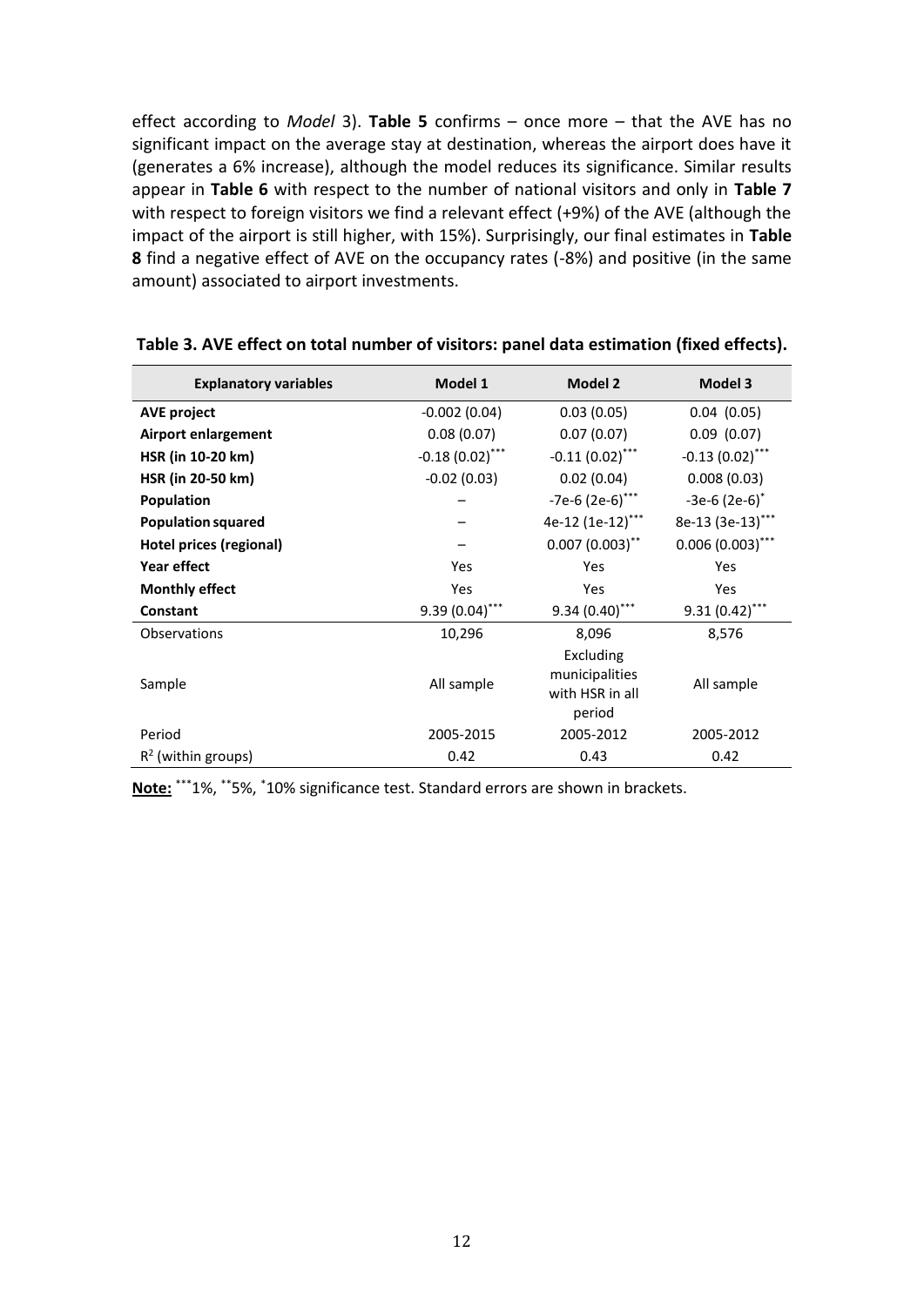effect according to *Model* 3). **Table 5** confirms – once more – that the AVE has no significant impact on the average stay at destination, whereas the airport does have it (generates a 6% increase), although the model reduces its significance. Similar results appear in **Table 6** with respect to the number of national visitors and only in **Table 7** with respect to foreign visitors we find a relevant effect (+9%) of the AVE (although the impact of the airport is still higher, with 15%). Surprisingly, our final estimates in **Table 8** find a negative effect of AVE on the occupancy rates (-8%) and positive (in the same amount) associated to airport investments.

**Table 3. AVE effect on total number of visitors: panel data estimation (fixed effects).**

| Explanatory variables | Model 1 | Model 2 | Model 3 |
|---|---|---|---|
| **AVE project** | -0.002 (0.04) | 0.03 (0.05) | 0.04 (0.05) |
| **Airport enlargement** | 0.08 (0.07) | 0.07 (0.07) | 0.09 (0.07) |
| **HSR (in 10-20 km)** | -0.18 (0.02)*** | -0.11 (0.02)*** | -0.13 (0.02)*** |
| **HSR (in 20-50 km)** | -0.02 (0.03) | 0.02 (0.04) | 0.008 (0.03) |
| **Population** | – | -7e-6 (2e-6)*** | -3e-6 (2e-6)* |
| **Population squared** | – | 4e-12 (1e-12)*** | 8e-13 (3e-13)*** |
| **Hotel prices (regional)** | – | 0.007 (0.003)** | 0.006 (0.003)*** |
| **Year effect** | Yes | Yes | Yes |
| **Monthly effect** | Yes | Yes | Yes |
| **Constant** | 9.39 (0.04)*** | 9.34 (0.40)*** | 9.31 (0.42)*** |
| Observations | 10,296 | 8,096 | 8,576 |
| Sample | All sample | Excluding municipalities with HSR in all period | All sample |
| Period | 2005-2015 | 2005-2012 | 2005-2012 |
| $R^2$ (within groups) | 0.42 | 0.43 | 0.42 |

**Note:** ***1%, **5%, *10% significance test. Standard errors are shown in brackets.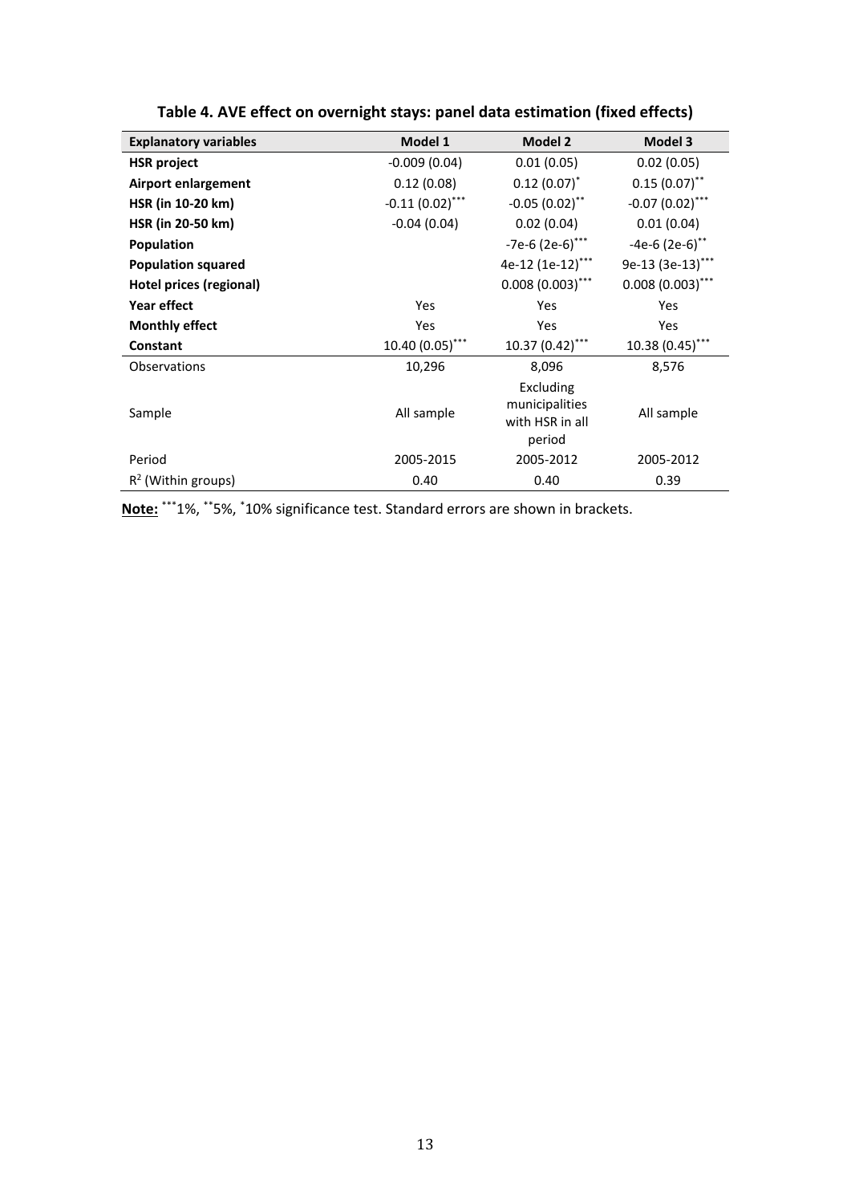**Table 4. AVE effect on overnight stays: panel data estimation (fixed effects)**

| Explanatory variables | Model 1 | Model 2 | Model 3 |
|---|---|---|---|
| **HSR project** | -0.009 (0.04) | 0.01 (0.05) | 0.02 (0.05) |
| **Airport enlargement** | 0.12 (0.08) | 0.12 (0.07)* | 0.15 (0.07)** |
| **HSR (in 10-20 km)** | -0.11 (0.02)*** | -0.05 (0.02)** | -0.07 (0.02)*** |
| **HSR (in 20-50 km)** | -0.04 (0.04) | 0.02 (0.04) | 0.01 (0.04) |
| **Population** | | -7e-6 (2e-6)*** | -4e-6 (2e-6)** |
| **Population squared** | | 4e-12 (1e-12)*** | 9e-13 (3e-13)*** |
| **Hotel prices (regional)** | | 0.008 (0.003)*** | 0.008 (0.003)*** |
| **Year effect** | Yes | Yes | Yes |
| **Monthly effect** | Yes | Yes | Yes |
| **Constant** | 10.40 (0.05)*** | 10.37 (0.42)*** | 10.38 (0.45)*** |
| Observations | 10,296 | 8,096 | 8,576 |
| Sample | All sample | Excluding municipalities with HSR in all period | All sample |
| Period | 2005-2015 | 2005-2012 | 2005-2012 |
| $R^2$ (Within groups) | 0.40 | 0.40 | 0.39 |

**Note:** ***1%, **5%, *10% significance test. Standard errors are shown in brackets.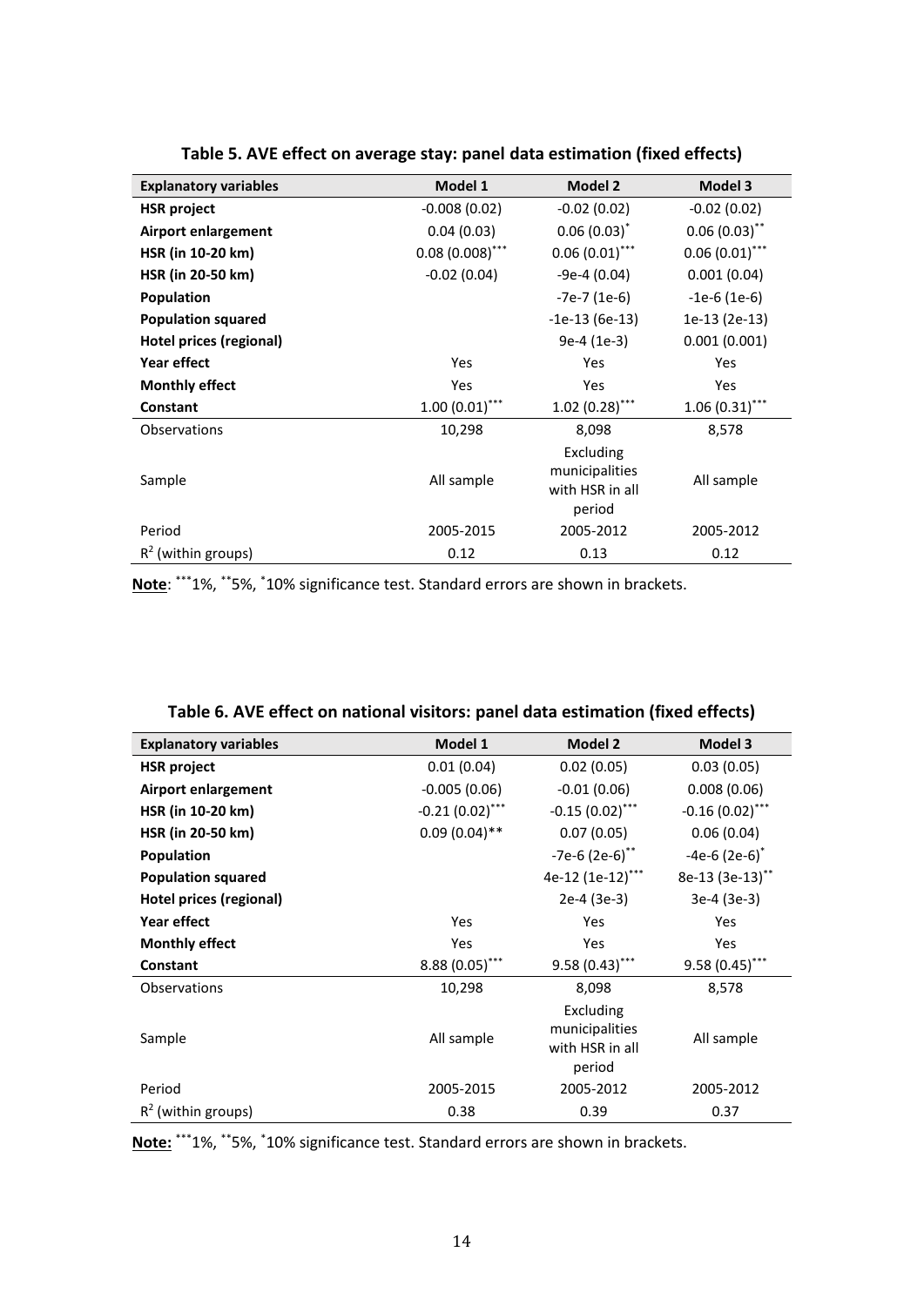**Table 5. AVE effect on average stay: panel data estimation (fixed effects)**

| Explanatory variables | Model 1 | Model 2 | Model 3 |
|---|---|---|---|
| **HSR project** | -0.008 (0.02) | -0.02 (0.02) | -0.02 (0.02) |
| **Airport enlargement** | 0.04 (0.03) | 0.06 (0.03)$^{*}$ | 0.06 (0.03)$^{**}$ |
| **HSR (in 10-20 km)** | 0.08 (0.008)$^{***}$ | 0.06 (0.01)$^{***}$ | 0.06 (0.01)$^{***}$ |
| **HSR (in 20-50 km)** | -0.02 (0.04) | -9e-4 (0.04) | 0.001 (0.04) |
| **Population** | | -7e-7 (1e-6) | -1e-6 (1e-6) |
| **Population squared** | | -1e-13 (6e-13) | 1e-13 (2e-13) |
| **Hotel prices (regional)** | | 9e-4 (1e-3) | 0.001 (0.001) |
| **Year effect** | Yes | Yes | Yes |
| **Monthly effect** | Yes | Yes | Yes |
| **Constant** | 1.00 (0.01)$^{***}$ | 1.02 (0.28)$^{***}$ | 1.06 (0.31)$^{***}$ |
| Observations | 10,298 | 8,098 | 8,578 |
| Sample | All sample | Excluding municipalities with HSR in all period | All sample |
| Period | 2005-2015 | 2005-2012 | 2005-2012 |
| $R^2$ (within groups) | 0.12 | 0.13 | 0.12 |

**Note**: $^{***}$1%, $^{**}$5%, $^{*}$10% significance test. Standard errors are shown in brackets.

**Table 6. AVE effect on national visitors: panel data estimation (fixed effects)**

| Explanatory variables | Model 1 | Model 2 | Model 3 |
|---|---|---|---|
| **HSR project** | 0.01 (0.04) | 0.02 (0.05) | 0.03 (0.05) |
| **Airport enlargement** | -0.005 (0.06) | -0.01 (0.06) | 0.008 (0.06) |
| **HSR (in 10-20 km)** | -0.21 (0.02)$^{***}$ | -0.15 (0.02)$^{***}$ | -0.16 (0.02)$^{***}$ |
| **HSR (in 20-50 km)** | 0.09 (0.04)** | 0.07 (0.05) | 0.06 (0.04) |
| **Population** | | -7e-6 (2e-6)$^{**}$ | -4e-6 (2e-6)$^{*}$ |
| **Population squared** | | 4e-12 (1e-12)$^{***}$ | 8e-13 (3e-13)$^{**}$ |
| **Hotel prices (regional)** | | 2e-4 (3e-3) | 3e-4 (3e-3) |
| **Year effect** | Yes | Yes | Yes |
| **Monthly effect** | Yes | Yes | Yes |
| **Constant** | 8.88 (0.05)$^{***}$ | 9.58 (0.43)$^{***}$ | 9.58 (0.45)$^{***}$ |
| Observations | 10,298 | 8,098 | 8,578 |
| Sample | All sample | Excluding municipalities with HSR in all period | All sample |
| Period | 2005-2015 | 2005-2012 | 2005-2012 |
| $R^2$ (within groups) | 0.38 | 0.39 | 0.37 |

**Note:** $^{***}$1%, $^{**}$5%, $^{*}$10% significance test. Standard errors are shown in brackets.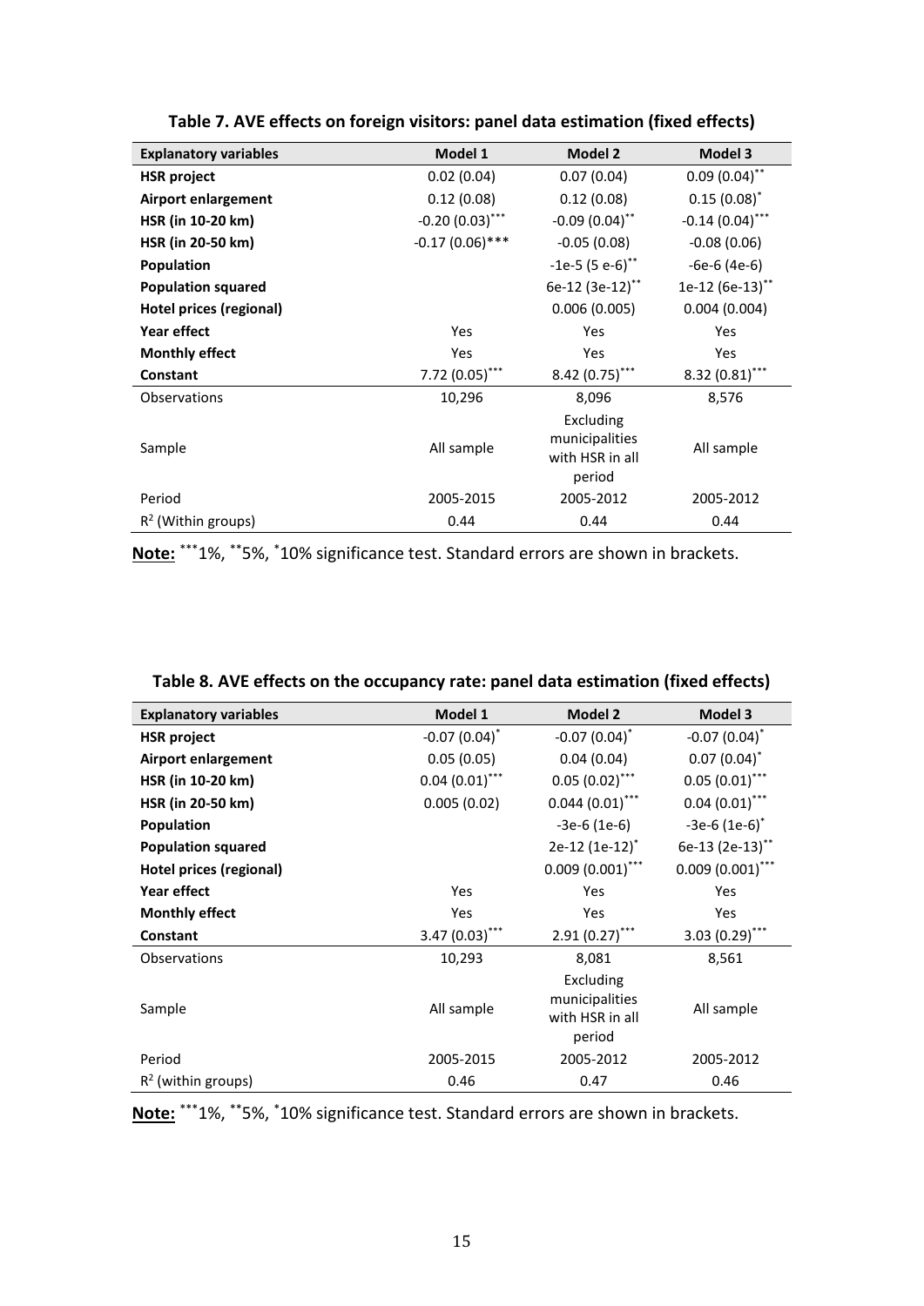**Table 7. AVE effects on foreign visitors: panel data estimation (fixed effects)**

| Explanatory variables | Model 1 | Model 2 | Model 3 |
|---|---|---|---|
| **HSR project** | 0.02 (0.04) | 0.07 (0.04) | 0.09 (0.04)** |
| **Airport enlargement** | 0.12 (0.08) | 0.12 (0.08) | 0.15 (0.08)* |
| **HSR (in 10-20 km)** | -0.20 (0.03)*** | -0.09 (0.04)** | -0.14 (0.04)*** |
| **HSR (in 20-50 km)** | -0.17 (0.06)*** | -0.05 (0.08) | -0.08 (0.06) |
| **Population** | | -1e-5 (5 e-6)** | -6e-6 (4e-6) |
| **Population squared** | | 6e-12 (3e-12)** | 1e-12 (6e-13)** |
| **Hotel prices (regional)** | | 0.006 (0.005) | 0.004 (0.004) |
| **Year effect** | Yes | Yes | Yes |
| **Monthly effect** | Yes | Yes | Yes |
| **Constant** | 7.72 (0.05)*** | 8.42 (0.75)*** | 8.32 (0.81)*** |
| Observations | 10,296 | 8,096 | 8,576 |
| Sample | All sample | Excluding municipalities with HSR in all period | All sample |
| Period | 2005-2015 | 2005-2012 | 2005-2012 |
| $R^2$ (Within groups) | 0.44 | 0.44 | 0.44 |

**Note:** ***1%, **5%, *10% significance test. Standard errors are shown in brackets.

**Table 8. AVE effects on the occupancy rate: panel data estimation (fixed effects)**

| Explanatory variables | Model 1 | Model 2 | Model 3 |
|---|---|---|---|
| **HSR project** | -0.07 (0.04)* | -0.07 (0.04)* | -0.07 (0.04)* |
| **Airport enlargement** | 0.05 (0.05) | 0.04 (0.04) | 0.07 (0.04)* |
| **HSR (in 10-20 km)** | 0.04 (0.01)*** | 0.05 (0.02)*** | 0.05 (0.01)*** |
| **HSR (in 20-50 km)** | 0.005 (0.02) | 0.044 (0.01)*** | 0.04 (0.01)*** |
| **Population** | | -3e-6 (1e-6) | -3e-6 (1e-6)* |
| **Population squared** | | 2e-12 (1e-12)* | 6e-13 (2e-13)** |
| **Hotel prices (regional)** | | 0.009 (0.001)*** | 0.009 (0.001)*** |
| **Year effect** | Yes | Yes | Yes |
| **Monthly effect** | Yes | Yes | Yes |
| **Constant** | 3.47 (0.03)*** | 2.91 (0.27)*** | 3.03 (0.29)*** |
| Observations | 10,293 | 8,081 | 8,561 |
| Sample | All sample | Excluding municipalities with HSR in all period | All sample |
| Period | 2005-2015 | 2005-2012 | 2005-2012 |
| $R^2$ (within groups) | 0.46 | 0.47 | 0.46 |

**Note:** ***1%, **5%, *10% significance test. Standard errors are shown in brackets.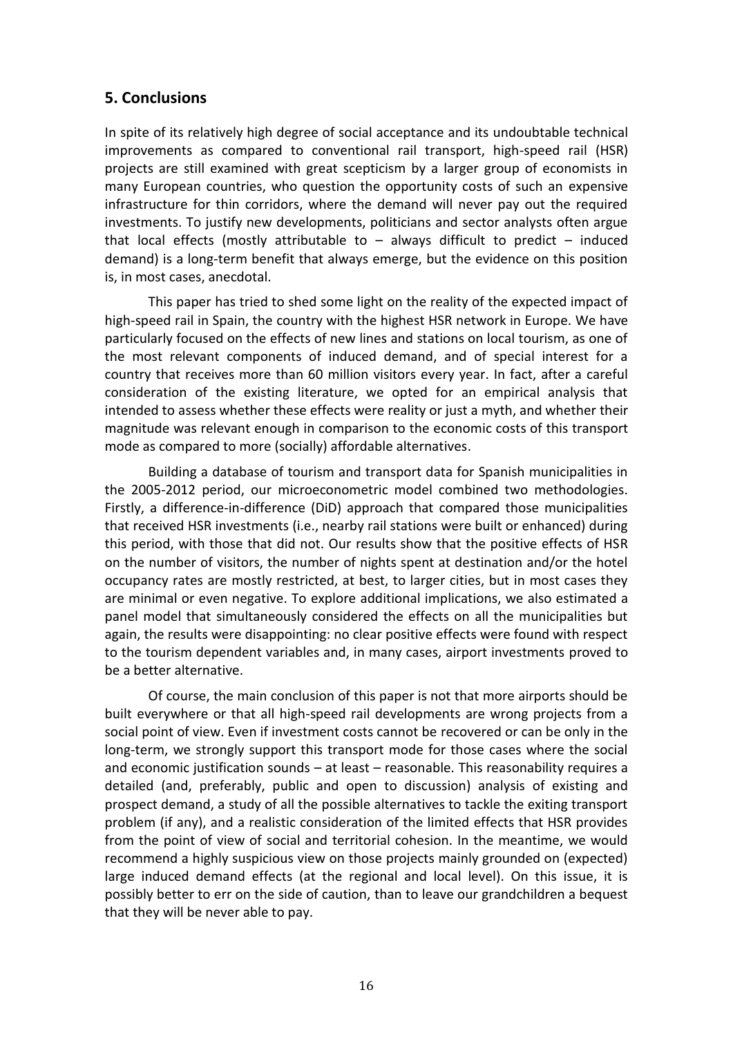## 5. Conclusions

In spite of its relatively high degree of social acceptance and its undoubtable technical improvements as compared to conventional rail transport, high-speed rail (HSR) projects are still examined with great scepticism by a larger group of economists in many European countries, who question the opportunity costs of such an expensive infrastructure for thin corridors, where the demand will never pay out the required investments. To justify new developments, politicians and sector analysts often argue that local effects (mostly attributable to – always difficult to predict – induced demand) is a long-term benefit that always emerge, but the evidence on this position is, in most cases, anecdotal.

This paper has tried to shed some light on the reality of the expected impact of high-speed rail in Spain, the country with the highest HSR network in Europe. We have particularly focused on the effects of new lines and stations on local tourism, as one of the most relevant components of induced demand, and of special interest for a country that receives more than 60 million visitors every year. In fact, after a careful consideration of the existing literature, we opted for an empirical analysis that intended to assess whether these effects were reality or just a myth, and whether their magnitude was relevant enough in comparison to the economic costs of this transport mode as compared to more (socially) affordable alternatives.

Building a database of tourism and transport data for Spanish municipalities in the 2005-2012 period, our microeconometric model combined two methodologies. Firstly, a difference-in-difference (DiD) approach that compared those municipalities that received HSR investments (i.e., nearby rail stations were built or enhanced) during this period, with those that did not. Our results show that the positive effects of HSR on the number of visitors, the number of nights spent at destination and/or the hotel occupancy rates are mostly restricted, at best, to larger cities, but in most cases they are minimal or even negative. To explore additional implications, we also estimated a panel model that simultaneously considered the effects on all the municipalities but again, the results were disappointing: no clear positive effects were found with respect to the tourism dependent variables and, in many cases, airport investments proved to be a better alternative.

Of course, the main conclusion of this paper is not that more airports should be built everywhere or that all high-speed rail developments are wrong projects from a social point of view. Even if investment costs cannot be recovered or can be only in the long-term, we strongly support this transport mode for those cases where the social and economic justification sounds – at least – reasonable. This reasonability requires a detailed (and, preferably, public and open to discussion) analysis of existing and prospect demand, a study of all the possible alternatives to tackle the exiting transport problem (if any), and a realistic consideration of the limited effects that HSR provides from the point of view of social and territorial cohesion. In the meantime, we would recommend a highly suspicious view on those projects mainly grounded on (expected) large induced demand effects (at the regional and local level). On this issue, it is possibly better to err on the side of caution, than to leave our grandchildren a bequest that they will be never able to pay.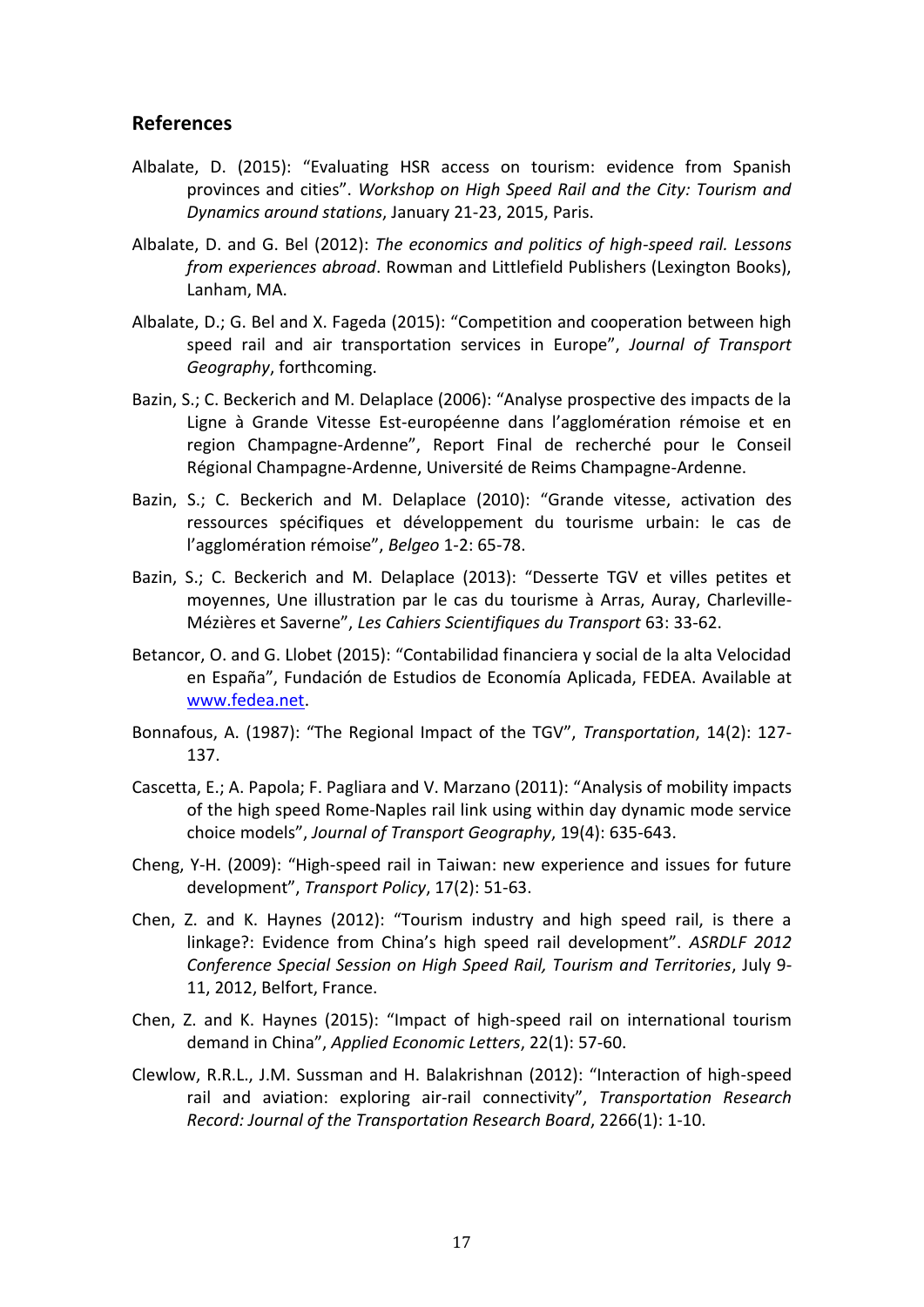## References

Albalate, D. (2015): "Evaluating HSR access on tourism: evidence from Spanish provinces and cities". *Workshop on High Speed Rail and the City: Tourism and Dynamics around stations*, January 21-23, 2015, Paris.

Albalate, D. and G. Bel (2012): *The economics and politics of high-speed rail. Lessons from experiences abroad*. Rowman and Littlefield Publishers (Lexington Books), Lanham, MA.

Albalate, D.; G. Bel and X. Fageda (2015): "Competition and cooperation between high speed rail and air transportation services in Europe", *Journal of Transport Geography*, forthcoming.

Bazin, S.; C. Beckerich and M. Delaplace (2006): "Analyse prospective des impacts de la Ligne à Grande Vitesse Est-européenne dans l'agglomération rémoise et en region Champagne-Ardenne", Report Final de recherché pour le Conseil Régional Champagne-Ardenne, Université de Reims Champagne-Ardenne.

Bazin, S.; C. Beckerich and M. Delaplace (2010): "Grande vitesse, activation des ressources spécifiques et développement du tourisme urbain: le cas de l'agglomération rémoise", *Belgeo* 1-2: 65-78.

Bazin, S.; C. Beckerich and M. Delaplace (2013): "Desserte TGV et villes petites et moyennes, Une illustration par le cas du tourisme à Arras, Auray, Charleville-Mézières et Saverne", *Les Cahiers Scientifiques du Transport* 63: 33-62.

Betancor, O. and G. Llobet (2015): "Contabilidad financiera y social de la alta Velocidad en España", Fundación de Estudios de Economía Aplicada, FEDEA. Available at www.fedea.net.

Bonnafous, A. (1987): "The Regional Impact of the TGV", *Transportation*, 14(2): 127-137.

Cascetta, E.; A. Papola; F. Pagliara and V. Marzano (2011): "Analysis of mobility impacts of the high speed Rome-Naples rail link using within day dynamic mode service choice models", *Journal of Transport Geography*, 19(4): 635-643.

Cheng, Y-H. (2009): "High-speed rail in Taiwan: new experience and issues for future development", *Transport Policy*, 17(2): 51-63.

Chen, Z. and K. Haynes (2012): "Tourism industry and high speed rail, is there a linkage?: Evidence from China's high speed rail development". *ASRDLF 2012 Conference Special Session on High Speed Rail, Tourism and Territories*, July 9-11, 2012, Belfort, France.

Chen, Z. and K. Haynes (2015): "Impact of high-speed rail on international tourism demand in China", *Applied Economic Letters*, 22(1): 57-60.

Clewlow, R.R.L., J.M. Sussman and H. Balakrishnan (2012): "Interaction of high-speed rail and aviation: exploring air-rail connectivity", *Transportation Research Record: Journal of the Transportation Research Board*, 2266(1): 1-10.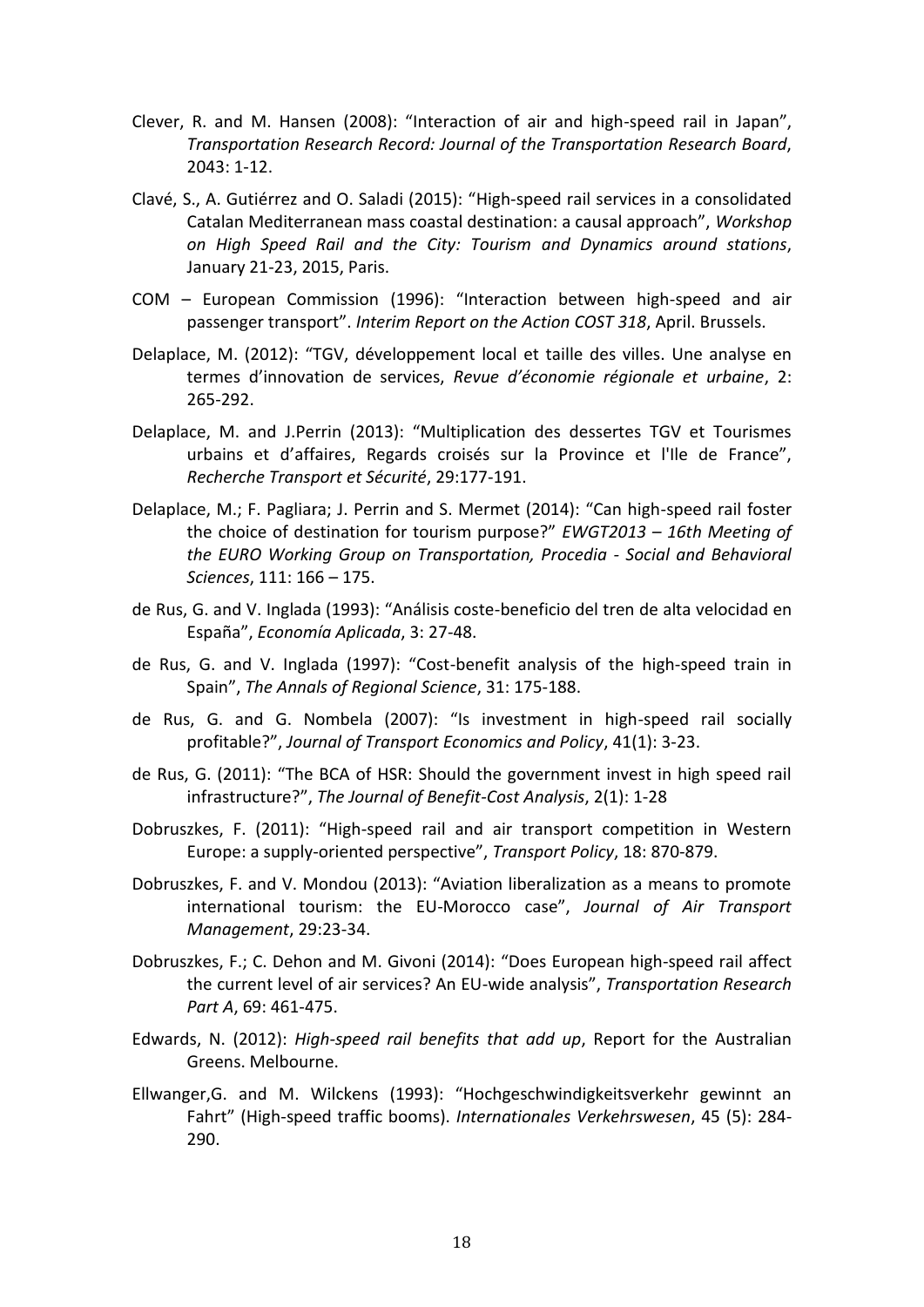Clever, R. and M. Hansen (2008): "Interaction of air and high-speed rail in Japan", *Transportation Research Record: Journal of the Transportation Research Board*, 2043: 1-12.

Clavé, S., A. Gutiérrez and O. Saladi (2015): "High-speed rail services in a consolidated Catalan Mediterranean mass coastal destination: a causal approach", *Workshop on High Speed Rail and the City: Tourism and Dynamics around stations*, January 21-23, 2015, Paris.

COM – European Commission (1996): "Interaction between high-speed and air passenger transport". *Interim Report on the Action COST 318*, April. Brussels.

Delaplace, M. (2012): "TGV, développement local et taille des villes. Une analyse en termes d'innovation de services, *Revue d'économie régionale et urbaine*, 2: 265-292.

Delaplace, M. and J.Perrin (2013): "Multiplication des dessertes TGV et Tourismes urbains et d'affaires, Regards croisés sur la Province et l'Ile de France", *Recherche Transport et Sécurité*, 29:177-191.

Delaplace, M.; F. Pagliara; J. Perrin and S. Mermet (2014): "Can high-speed rail foster the choice of destination for tourism purpose?" *EWGT2013 – 16th Meeting of the EURO Working Group on Transportation, Procedia - Social and Behavioral Sciences*, 111: 166 – 175.

de Rus, G. and V. Inglada (1993): "Análisis coste-beneficio del tren de alta velocidad en España", *Economía Aplicada*, 3: 27-48.

de Rus, G. and V. Inglada (1997): "Cost-benefit analysis of the high-speed train in Spain", *The Annals of Regional Science*, 31: 175-188.

de Rus, G. and G. Nombela (2007): "Is investment in high-speed rail socially profitable?", *Journal of Transport Economics and Policy*, 41(1): 3-23.

de Rus, G. (2011): "The BCA of HSR: Should the government invest in high speed rail infrastructure?", *The Journal of Benefit-Cost Analysis*, 2(1): 1-28

Dobruszkes, F. (2011): "High-speed rail and air transport competition in Western Europe: a supply-oriented perspective", *Transport Policy*, 18: 870-879.

Dobruszkes, F. and V. Mondou (2013): "Aviation liberalization as a means to promote international tourism: the EU-Morocco case", *Journal of Air Transport Management*, 29:23-34.

Dobruszkes, F.; C. Dehon and M. Givoni (2014): "Does European high-speed rail affect the current level of air services? An EU-wide analysis", *Transportation Research Part A*, 69: 461-475.

Edwards, N. (2012): *High-speed rail benefits that add up*, Report for the Australian Greens. Melbourne.

Ellwanger,G. and M. Wilckens (1993): "Hochgeschwindigkeitsverkehr gewinnt an Fahrt" (High-speed traffic booms). *Internationales Verkehrswesen*, 45 (5): 284-290.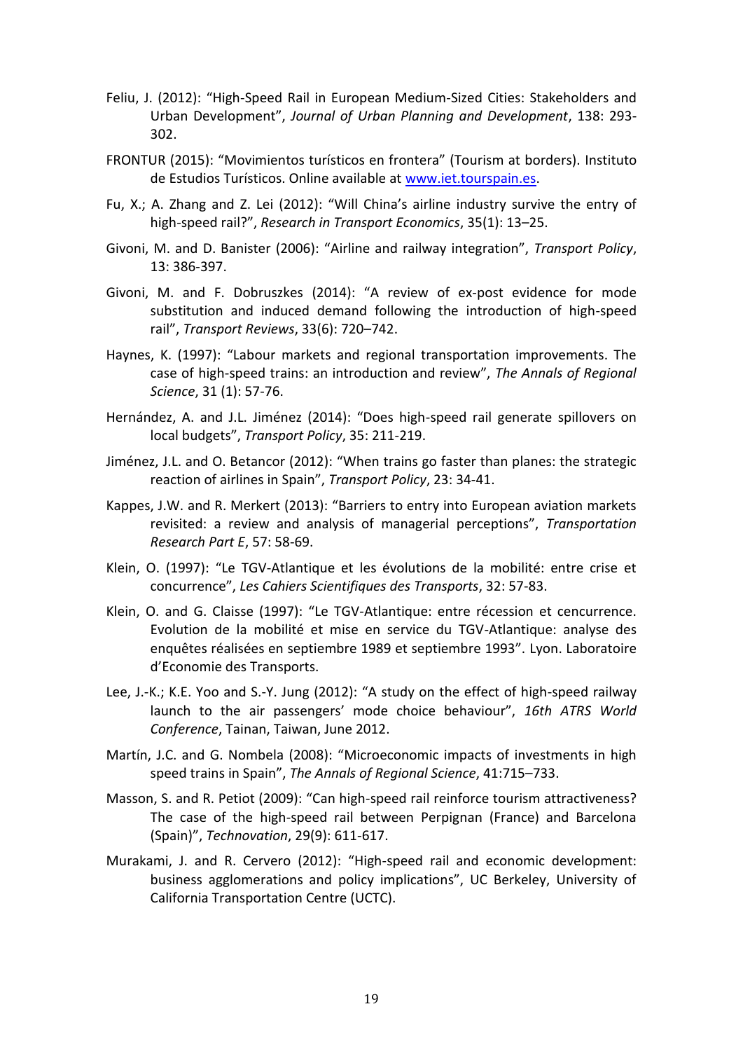Feliu, J. (2012): “High-Speed Rail in European Medium-Sized Cities: Stakeholders and Urban Development”, *Journal of Urban Planning and Development*, 138: 293-302.

FRONTUR (2015): “Movimientos turísticos en frontera” (Tourism at borders). Instituto de Estudios Turísticos. Online available at www.iet.tourspain.es.

Fu, X.; A. Zhang and Z. Lei (2012): “Will China’s airline industry survive the entry of high-speed rail?”, *Research in Transport Economics*, 35(1): 13–25.

Givoni, M. and D. Banister (2006): “Airline and railway integration”, *Transport Policy*, 13: 386-397.

Givoni, M. and F. Dobruszkes (2014): “A review of ex-post evidence for mode substitution and induced demand following the introduction of high-speed rail”, *Transport Reviews*, 33(6): 720–742.

Haynes, K. (1997): “Labour markets and regional transportation improvements. The case of high-speed trains: an introduction and review”, *The Annals of Regional Science*, 31 (1): 57-76.

Hernández, A. and J.L. Jiménez (2014): “Does high-speed rail generate spillovers on local budgets”, *Transport Policy*, 35: 211-219.

Jiménez, J.L. and O. Betancor (2012): “When trains go faster than planes: the strategic reaction of airlines in Spain”, *Transport Policy*, 23: 34-41.

Kappes, J.W. and R. Merkert (2013): “Barriers to entry into European aviation markets revisited: a review and analysis of managerial perceptions”, *Transportation Research Part E*, 57: 58-69.

Klein, O. (1997): “Le TGV-Atlantique et les évolutions de la mobilité: entre crise et concurrence”, *Les Cahiers Scientifiques des Transports*, 32: 57-83.

Klein, O. and G. Claisse (1997): “Le TGV-Atlantique: entre récession et cencurrence. Evolution de la mobilité et mise en service du TGV-Atlantique: analyse des enquêtes réalisées en septiembre 1989 et septiembre 1993”. Lyon. Laboratoire d’Economie des Transports.

Lee, J.-K.; K.E. Yoo and S.-Y. Jung (2012): “A study on the effect of high-speed railway launch to the air passengers’ mode choice behaviour”, *16th ATRS World Conference*, Tainan, Taiwan, June 2012.

Martín, J.C. and G. Nombela (2008): “Microeconomic impacts of investments in high speed trains in Spain”, *The Annals of Regional Science*, 41:715–733.

Masson, S. and R. Petiot (2009): “Can high-speed rail reinforce tourism attractiveness? The case of the high-speed rail between Perpignan (France) and Barcelona (Spain)”, *Technovation*, 29(9): 611-617.

Murakami, J. and R. Cervero (2012): “High-speed rail and economic development: business agglomerations and policy implications”, UC Berkeley, University of California Transportation Centre (UCTC).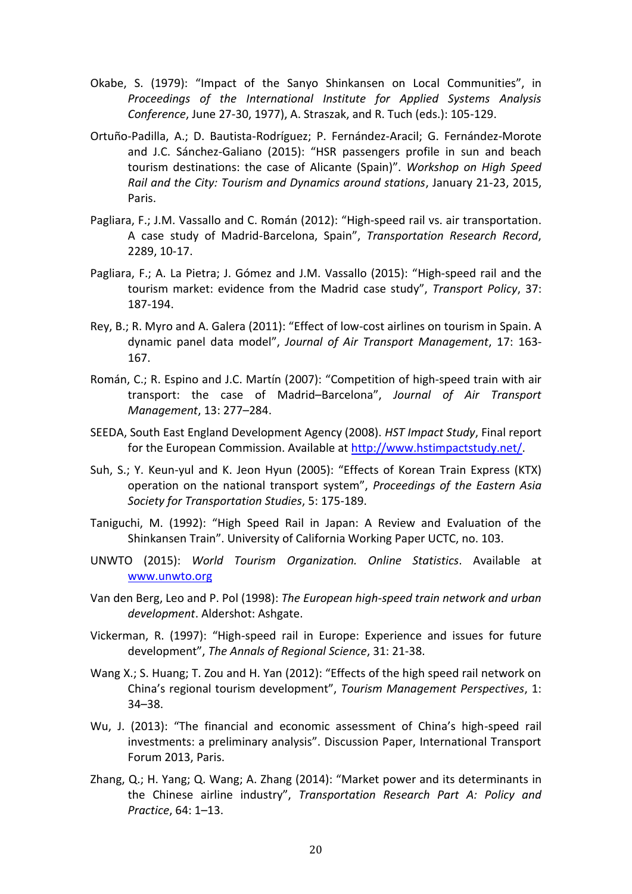Okabe, S. (1979): "Impact of the Sanyo Shinkansen on Local Communities", in *Proceedings of the International Institute for Applied Systems Analysis Conference*, June 27-30, 1977), A. Straszak, and R. Tuch (eds.): 105-129.

Ortuño-Padilla, A.; D. Bautista-Rodríguez; P. Fernández-Aracil; G. Fernández-Morote and J.C. Sánchez-Galiano (2015): "HSR passengers profile in sun and beach tourism destinations: the case of Alicante (Spain)". *Workshop on High Speed Rail and the City: Tourism and Dynamics around stations*, January 21-23, 2015, Paris.

Pagliara, F.; J.M. Vassallo and C. Román (2012): "High-speed rail vs. air transportation. A case study of Madrid-Barcelona, Spain", *Transportation Research Record*, 2289, 10-17.

Pagliara, F.; A. La Pietra; J. Gómez and J.M. Vassallo (2015): "High-speed rail and the tourism market: evidence from the Madrid case study", *Transport Policy*, 37: 187-194.

Rey, B.; R. Myro and A. Galera (2011): "Effect of low-cost airlines on tourism in Spain. A dynamic panel data model", *Journal of Air Transport Management*, 17: 163-167.

Román, C.; R. Espino and J.C. Martín (2007): "Competition of high-speed train with air transport: the case of Madrid–Barcelona", *Journal of Air Transport Management*, 13: 277–284.

SEEDA, South East England Development Agency (2008). *HST Impact Study*, Final report for the European Commission. Available at http://www.hstimpactstudy.net/.

Suh, S.; Y. Keun-yul and K. Jeon Hyun (2005): "Effects of Korean Train Express (KTX) operation on the national transport system", *Proceedings of the Eastern Asia Society for Transportation Studies*, 5: 175-189.

Taniguchi, M. (1992): "High Speed Rail in Japan: A Review and Evaluation of the Shinkansen Train". University of California Working Paper UCTC, no. 103.

UNWTO (2015): *World Tourism Organization. Online Statistics*. Available at www.unwto.org

Van den Berg, Leo and P. Pol (1998): *The European high-speed train network and urban development*. Aldershot: Ashgate.

Vickerman, R. (1997): "High-speed rail in Europe: Experience and issues for future development", *The Annals of Regional Science*, 31: 21-38.

Wang X.; S. Huang; T. Zou and H. Yan (2012): "Effects of the high speed rail network on China's regional tourism development", *Tourism Management Perspectives*, 1: 34–38.

Wu, J. (2013): "The financial and economic assessment of China's high-speed rail investments: a preliminary analysis". Discussion Paper, International Transport Forum 2013, Paris.

Zhang, Q.; H. Yang; Q. Wang; A. Zhang (2014): "Market power and its determinants in the Chinese airline industry", *Transportation Research Part A: Policy and Practice*, 64: 1–13.